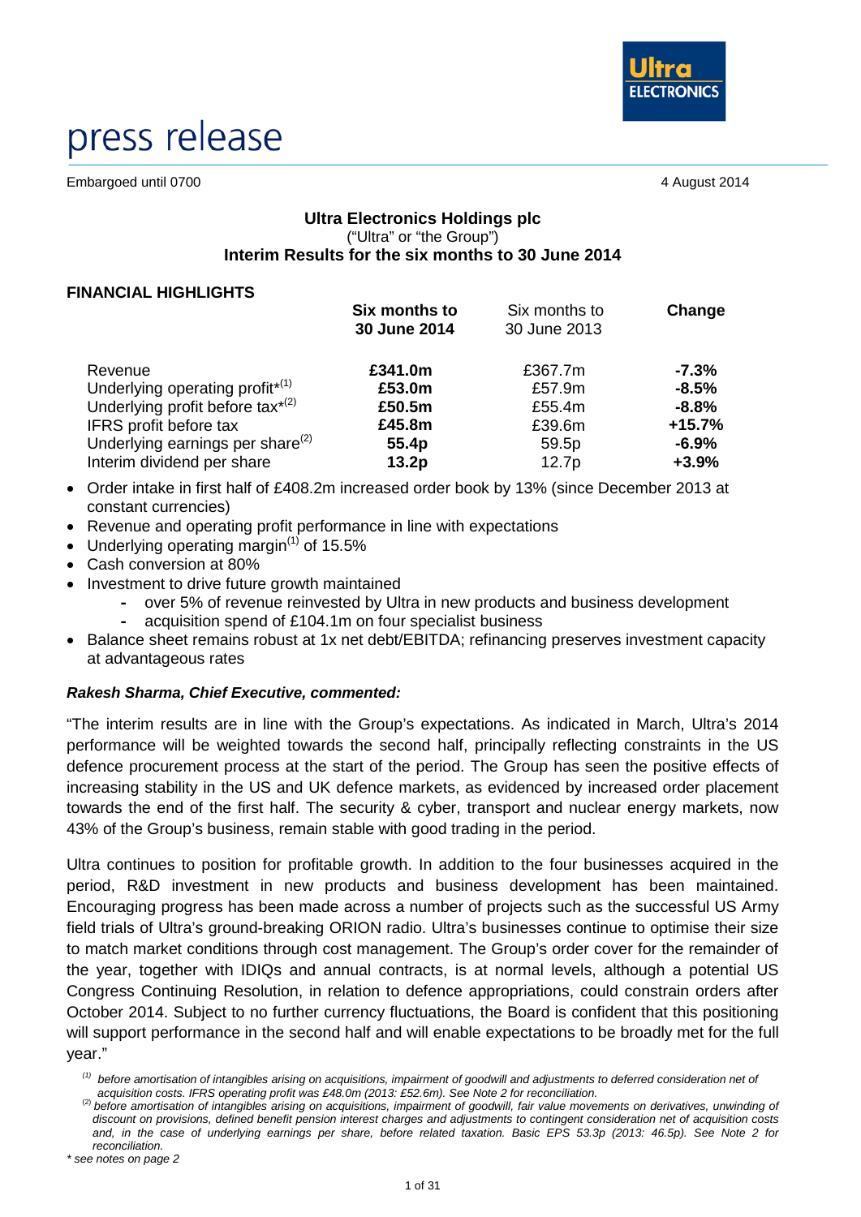# press release

Embargoed until 0700 4 August 2014

**Ultra Electronics Holdings plc**
("Ultra" or "the Group")
**Interim Results for the six months to 30 June 2014**

## FINANCIAL HIGHLIGHTS

| | **Six months to 30 June 2014** | Six months to 30 June 2013 | **Change** |
|---|---|---|---|
| Revenue | **£341.0m** | £367.7m | **-7.3%** |
| Underlying operating profit*[1] | **£53.0m** | £57.9m | **-8.5%** |
| Underlying profit before tax*[2] | **£50.5m** | £55.4m | **-8.8%** |
| IFRS profit before tax | **£45.8m** | £39.6m | **+15.7%** |
| Underlying earnings per share[2] | **55.4p** | 59.5p | **-6.9%** |
| Interim dividend per share | **13.2p** | 12.7p | **+3.9%** |

- Order intake in first half of £408.2m increased order book by 13% (since December 2013 at constant currencies)
- Revenue and operating profit performance in line with expectations
- Underlying operating margin[1] of 15.5%
- Cash conversion at 80%
- Investment to drive future growth maintained
  - over 5% of revenue reinvested by Ultra in new products and business development
  - acquisition spend of £104.1m on four specialist business
- Balance sheet remains robust at 1x net debt/EBITDA; refinancing preserves investment capacity at advantageous rates

***Rakesh Sharma, Chief Executive, commented:***

"The interim results are in line with the Group's expectations. As indicated in March, Ultra's 2014 performance will be weighted towards the second half, principally reflecting constraints in the US defence procurement process at the start of the period. The Group has seen the positive effects of increasing stability in the US and UK defence markets, as evidenced by increased order placement towards the end of the first half. The security & cyber, transport and nuclear energy markets, now 43% of the Group's business, remain stable with good trading in the period.

Ultra continues to position for profitable growth. In addition to the four businesses acquired in the period, R&D investment in new products and business development has been maintained. Encouraging progress has been made across a number of projects such as the successful US Army field trials of Ultra's ground-breaking ORION radio. Ultra's businesses continue to optimise their size to match market conditions through cost management. The Group's order cover for the remainder of the year, together with IDIQs and annual contracts, is at normal levels, although a potential US Congress Continuing Resolution, in relation to defence appropriations, could constrain orders after October 2014. Subject to no further currency fluctuations, the Board is confident that this positioning will support performance in the second half and will enable expectations to be broadly met for the full year."

*[1] before amortisation of intangibles arising on acquisitions, impairment of goodwill and adjustments to deferred consideration net of acquisition costs. IFRS operating profit was £48.0m (2013: £52.6m). See Note 2 for reconciliation.*
*[2] before amortisation of intangibles arising on acquisitions, impairment of goodwill, fair value movements on derivatives, unwinding of discount on provisions, defined benefit pension interest charges and adjustments to contingent consideration net of acquisition costs and, in the case of underlying earnings per share, before related taxation. Basic EPS 53.3p (2013: 46.5p). See Note 2 for reconciliation.*
*\* see notes on page 2*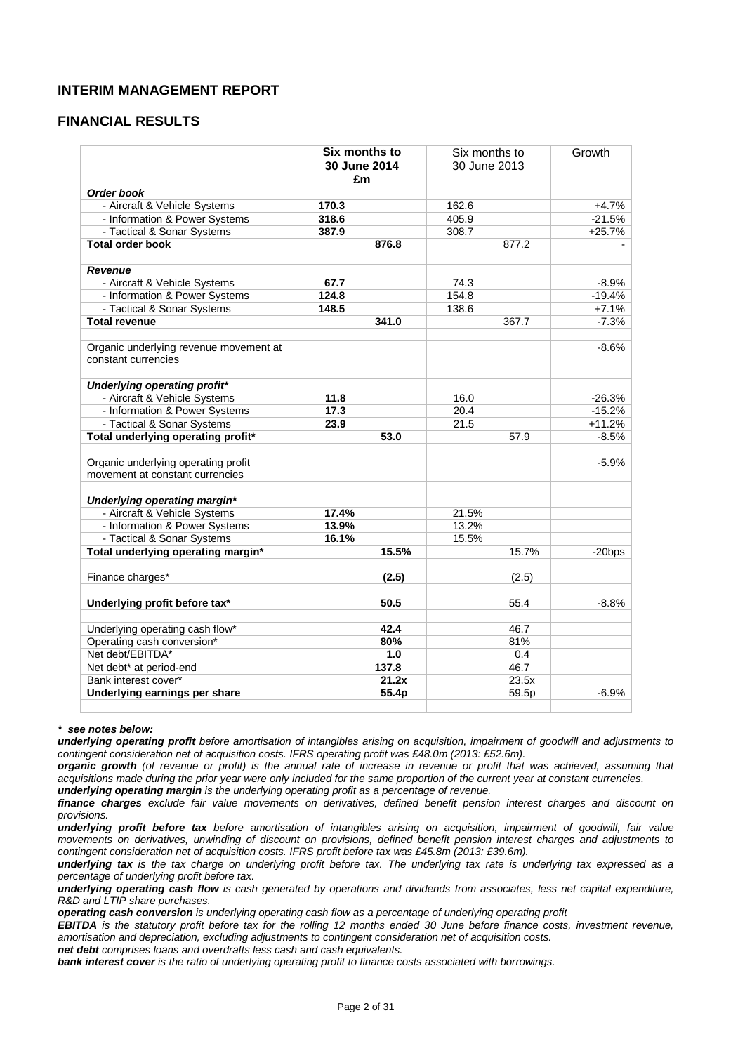# INTERIM MANAGEMENT REPORT

## FINANCIAL RESULTS

| | **Six months to 30 June 2014 £m** | Six months to 30 June 2013 | Growth |
|---|---|---|---|
| ***Order book*** | | | |
| - Aircraft & Vehicle Systems | **170.3** | 162.6 | +4.7% |
| - Information & Power Systems | **318.6** | 405.9 | -21.5% |
| - Tactical & Sonar Systems | **387.9** | 308.7 | +25.7% |
| **Total order book** | **876.8** | 877.2 | - |
| | | | |
| ***Revenue*** | | | |
| - Aircraft & Vehicle Systems | **67.7** | 74.3 | -8.9% |
| - Information & Power Systems | **124.8** | 154.8 | -19.4% |
| - Tactical & Sonar Systems | **148.5** | 138.6 | +7.1% |
| **Total revenue** | **341.0** | 367.7 | -7.3% |
| | | | |
| Organic underlying revenue movement at constant currencies | | | -8.6% |
| | | | |
| ***Underlying operating profit**** | | | |
| - Aircraft & Vehicle Systems | **11.8** | 16.0 | -26.3% |
| - Information & Power Systems | **17.3** | 20.4 | -15.2% |
| - Tactical & Sonar Systems | **23.9** | 21.5 | +11.2% |
| **Total underlying operating profit*** | **53.0** | 57.9 | -8.5% |
| | | | |
| Organic underlying operating profit movement at constant currencies | | | -5.9% |
| | | | |
| ***Underlying operating margin**** | | | |
| - Aircraft & Vehicle Systems | **17.4%** | 21.5% | |
| - Information & Power Systems | **13.9%** | 13.2% | |
| - Tactical & Sonar Systems | **16.1%** | 15.5% | |
| **Total underlying operating margin*** | **15.5%** | 15.7% | -20bps |
| | | | |
| Finance charges* | **(2.5)** | (2.5) | |
| | | | |
| **Underlying profit before tax*** | **50.5** | 55.4 | -8.8% |
| | | | |
| Underlying operating cash flow* | **42.4** | 46.7 | |
| Operating cash conversion* | **80%** | 81% | |
| Net debt/EBITDA* | **1.0** | 0.4 | |
| Net debt* at period-end | **137.8** | 46.7 | |
| Bank interest cover* | **21.2x** | 23.5x | |
| **Underlying earnings per share** | **55.4p** | 59.5p | -6.9% |

***\* see notes below:***

***underlying operating profit*** *before amortisation of intangibles arising on acquisition, impairment of goodwill and adjustments to contingent consideration net of acquisition costs. IFRS operating profit was £48.0m (2013: £52.6m).*

***organic growth*** *(of revenue or profit) is the annual rate of increase in revenue or profit that was achieved, assuming that acquisitions made during the prior year were only included for the same proportion of the current year at constant currencies.*

***underlying operating margin*** *is the underlying operating profit as a percentage of revenue.*

***finance charges*** *exclude fair value movements on derivatives, defined benefit pension interest charges and discount on provisions.*

***underlying profit before tax*** *before amortisation of intangibles arising on acquisition, impairment of goodwill, fair value movements on derivatives, unwinding of discount on provisions, defined benefit pension interest charges and adjustments to contingent consideration net of acquisition costs. IFRS profit before tax was £45.8m (2013: £39.6m).*

***underlying tax*** *is the tax charge on underlying profit before tax. The underlying tax rate is underlying tax expressed as a percentage of underlying profit before tax.*

***underlying operating cash flow*** *is cash generated by operations and dividends from associates, less net capital expenditure, R&D and LTIP share purchases.*

***operating cash conversion*** *is underlying operating cash flow as a percentage of underlying operating profit*

***EBITDA*** *is the statutory profit before tax for the rolling 12 months ended 30 June before finance costs, investment revenue, amortisation and depreciation, excluding adjustments to contingent consideration net of acquisition costs.*

***net debt*** *comprises loans and overdrafts less cash and cash equivalents.*

***bank interest cover*** *is the ratio of underlying operating profit to finance costs associated with borrowings.*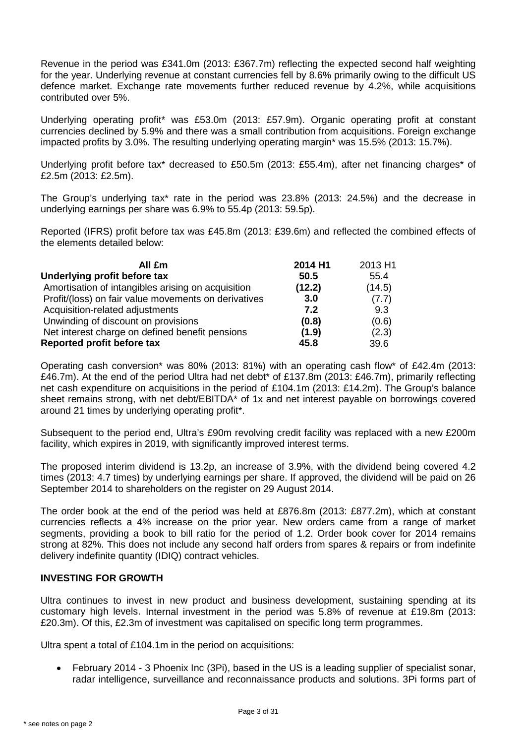Revenue in the period was £341.0m (2013: £367.7m) reflecting the expected second half weighting for the year. Underlying revenue at constant currencies fell by 8.6% primarily owing to the difficult US defence market. Exchange rate movements further reduced revenue by 4.2%, while acquisitions contributed over 5%.

Underlying operating profit* was £53.0m (2013: £57.9m). Organic operating profit at constant currencies declined by 5.9% and there was a small contribution from acquisitions. Foreign exchange impacted profits by 3.0%. The resulting underlying operating margin* was 15.5% (2013: 15.7%).

Underlying profit before tax* decreased to £50.5m (2013: £55.4m), after net financing charges* of £2.5m (2013: £2.5m).

The Group's underlying tax* rate in the period was 23.8% (2013: 24.5%) and the decrease in underlying earnings per share was 6.9% to 55.4p (2013: 59.5p).

Reported (IFRS) profit before tax was £45.8m (2013: £39.6m) and reflected the combined effects of the elements detailed below:

| All £m | 2014 H1 | 2013 H1 |
|---|---|---|
| **Underlying profit before tax** | **50.5** | 55.4 |
| Amortisation of intangibles arising on acquisition | **(12.2)** | (14.5) |
| Profit/(loss) on fair value movements on derivatives | **3.0** | (7.7) |
| Acquisition-related adjustments | **7.2** | 9.3 |
| Unwinding of discount on provisions | **(0.8)** | (0.6) |
| Net interest charge on defined benefit pensions | **(1.9)** | (2.3) |
| **Reported profit before tax** | **45.8** | 39.6 |

Operating cash conversion* was 80% (2013: 81%) with an operating cash flow* of £42.4m (2013: £46.7m). At the end of the period Ultra had net debt* of £137.8m (2013: £46.7m), primarily reflecting net cash expenditure on acquisitions in the period of £104.1m (2013: £14.2m). The Group's balance sheet remains strong, with net debt/EBITDA* of 1x and net interest payable on borrowings covered around 21 times by underlying operating profit*.

Subsequent to the period end, Ultra's £90m revolving credit facility was replaced with a new £200m facility, which expires in 2019, with significantly improved interest terms.

The proposed interim dividend is 13.2p, an increase of 3.9%, with the dividend being covered 4.2 times (2013: 4.7 times) by underlying earnings per share. If approved, the dividend will be paid on 26 September 2014 to shareholders on the register on 29 August 2014.

The order book at the end of the period was held at £876.8m (2013: £877.2m), which at constant currencies reflects a 4% increase on the prior year. New orders came from a range of market segments, providing a book to bill ratio for the period of 1.2. Order book cover for 2014 remains strong at 82%. This does not include any second half orders from spares & repairs or from indefinite delivery indefinite quantity (IDIQ) contract vehicles.

## INVESTING FOR GROWTH

Ultra continues to invest in new product and business development, sustaining spending at its customary high levels. Internal investment in the period was 5.8% of revenue at £19.8m (2013: £20.3m). Of this, £2.3m of investment was capitalised on specific long term programmes.

Ultra spent a total of £104.1m in the period on acquisitions:

- February 2014 - 3 Phoenix Inc (3Pi), based in the US is a leading supplier of specialist sonar, radar intelligence, surveillance and reconnaissance products and solutions. 3Pi forms part of

\* see notes on page 2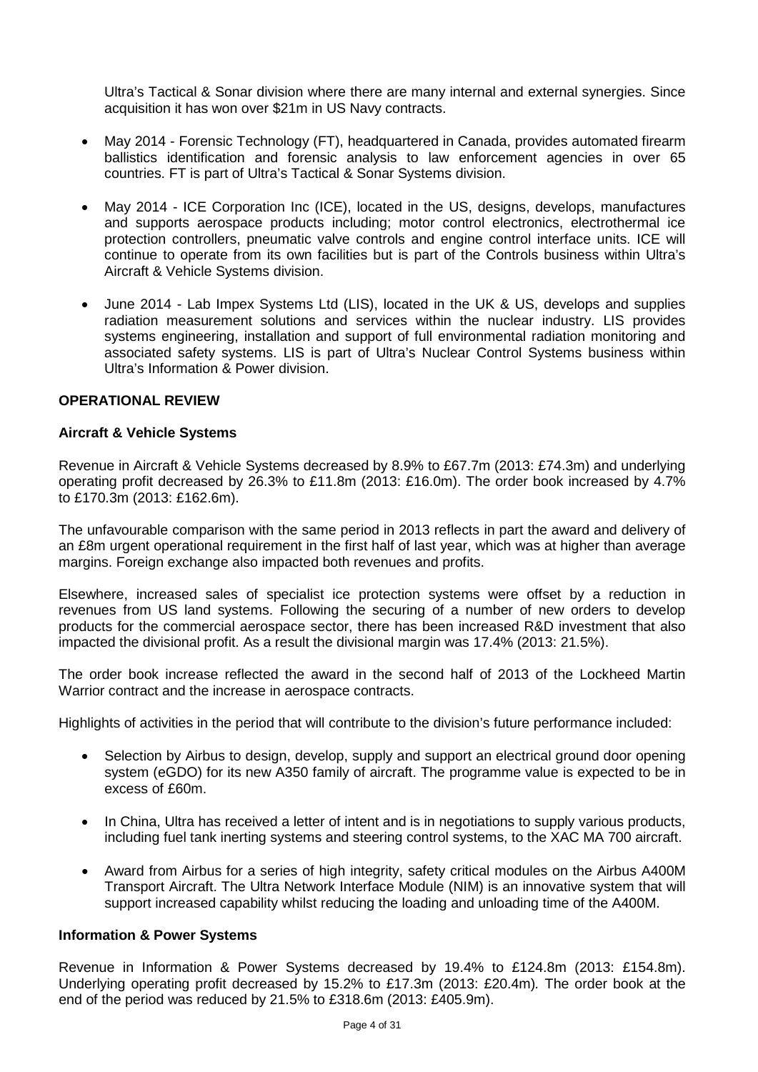Ultra's Tactical & Sonar division where there are many internal and external synergies. Since acquisition it has won over $21m in US Navy contracts.

- May 2014 - Forensic Technology (FT), headquartered in Canada, provides automated firearm ballistics identification and forensic analysis to law enforcement agencies in over 65 countries. FT is part of Ultra's Tactical & Sonar Systems division.
- May 2014 - ICE Corporation Inc (ICE), located in the US, designs, develops, manufactures and supports aerospace products including; motor control electronics, electrothermal ice protection controllers, pneumatic valve controls and engine control interface units. ICE will continue to operate from its own facilities but is part of the Controls business within Ultra's Aircraft & Vehicle Systems division.
- June 2014 - Lab Impex Systems Ltd (LIS), located in the UK & US, develops and supplies radiation measurement solutions and services within the nuclear industry. LIS provides systems engineering, installation and support of full environmental radiation monitoring and associated safety systems. LIS is part of Ultra's Nuclear Control Systems business within Ultra's Information & Power division.

## OPERATIONAL REVIEW

### Aircraft & Vehicle Systems

Revenue in Aircraft & Vehicle Systems decreased by 8.9% to £67.7m (2013: £74.3m) and underlying operating profit decreased by 26.3% to £11.8m (2013: £16.0m). The order book increased by 4.7% to £170.3m (2013: £162.6m).

The unfavourable comparison with the same period in 2013 reflects in part the award and delivery of an £8m urgent operational requirement in the first half of last year, which was at higher than average margins. Foreign exchange also impacted both revenues and profits.

Elsewhere, increased sales of specialist ice protection systems were offset by a reduction in revenues from US land systems. Following the securing of a number of new orders to develop products for the commercial aerospace sector, there has been increased R&D investment that also impacted the divisional profit. As a result the divisional margin was 17.4% (2013: 21.5%).

The order book increase reflected the award in the second half of 2013 of the Lockheed Martin Warrior contract and the increase in aerospace contracts.

Highlights of activities in the period that will contribute to the division's future performance included:

- Selection by Airbus to design, develop, supply and support an electrical ground door opening system (eGDO) for its new A350 family of aircraft. The programme value is expected to be in excess of £60m.
- In China, Ultra has received a letter of intent and is in negotiations to supply various products, including fuel tank inerting systems and steering control systems, to the XAC MA 700 aircraft.
- Award from Airbus for a series of high integrity, safety critical modules on the Airbus A400M Transport Aircraft. The Ultra Network Interface Module (NIM) is an innovative system that will support increased capability whilst reducing the loading and unloading time of the A400M.

### Information & Power Systems

Revenue in Information & Power Systems decreased by 19.4% to £124.8m (2013: £154.8m). Underlying operating profit decreased by 15.2% to £17.3m (2013: £20.4m). The order book at the end of the period was reduced by 21.5% to £318.6m (2013: £405.9m).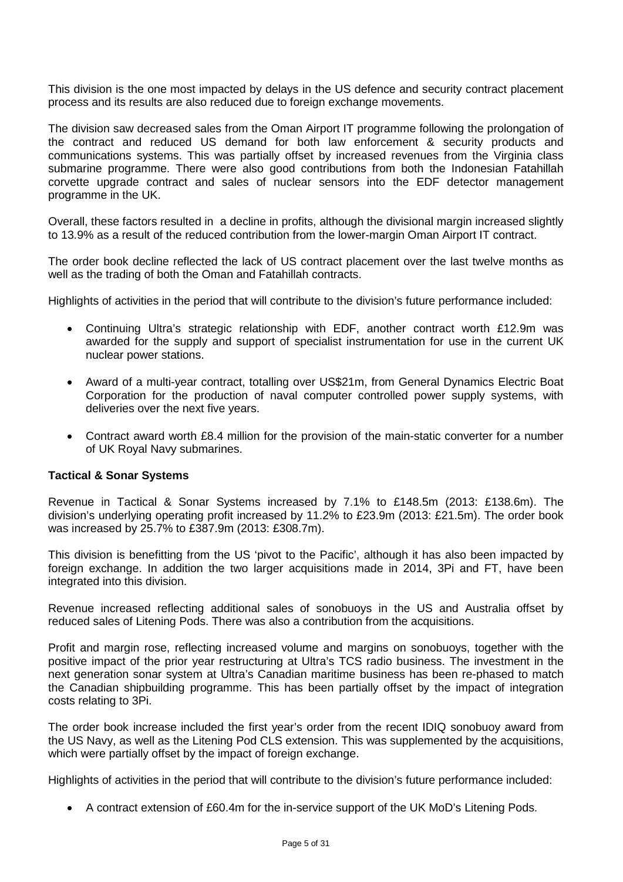This division is the one most impacted by delays in the US defence and security contract placement process and its results are also reduced due to foreign exchange movements.

The division saw decreased sales from the Oman Airport IT programme following the prolongation of the contract and reduced US demand for both law enforcement & security products and communications systems. This was partially offset by increased revenues from the Virginia class submarine programme. There were also good contributions from both the Indonesian Fatahillah corvette upgrade contract and sales of nuclear sensors into the EDF detector management programme in the UK.

Overall, these factors resulted in a decline in profits, although the divisional margin increased slightly to 13.9% as a result of the reduced contribution from the lower-margin Oman Airport IT contract.

The order book decline reflected the lack of US contract placement over the last twelve months as well as the trading of both the Oman and Fatahillah contracts.

Highlights of activities in the period that will contribute to the division's future performance included:

- Continuing Ultra's strategic relationship with EDF, another contract worth £12.9m was awarded for the supply and support of specialist instrumentation for use in the current UK nuclear power stations.
- Award of a multi-year contract, totalling over US$21m, from General Dynamics Electric Boat Corporation for the production of naval computer controlled power supply systems, with deliveries over the next five years.
- Contract award worth £8.4 million for the provision of the main-static converter for a number of UK Royal Navy submarines.

**Tactical & Sonar Systems**

Revenue in Tactical & Sonar Systems increased by 7.1% to £148.5m (2013: £138.6m). The division's underlying operating profit increased by 11.2% to £23.9m (2013: £21.5m). The order book was increased by 25.7% to £387.9m (2013: £308.7m).

This division is benefitting from the US 'pivot to the Pacific', although it has also been impacted by foreign exchange. In addition the two larger acquisitions made in 2014, 3Pi and FT, have been integrated into this division.

Revenue increased reflecting additional sales of sonobuoys in the US and Australia offset by reduced sales of Litening Pods. There was also a contribution from the acquisitions.

Profit and margin rose, reflecting increased volume and margins on sonobuoys, together with the positive impact of the prior year restructuring at Ultra's TCS radio business. The investment in the next generation sonar system at Ultra's Canadian maritime business has been re-phased to match the Canadian shipbuilding programme. This has been partially offset by the impact of integration costs relating to 3Pi.

The order book increase included the first year's order from the recent IDIQ sonobuoy award from the US Navy, as well as the Litening Pod CLS extension. This was supplemented by the acquisitions, which were partially offset by the impact of foreign exchange.

Highlights of activities in the period that will contribute to the division's future performance included:

- A contract extension of £60.4m for the in-service support of the UK MoD's Litening Pods.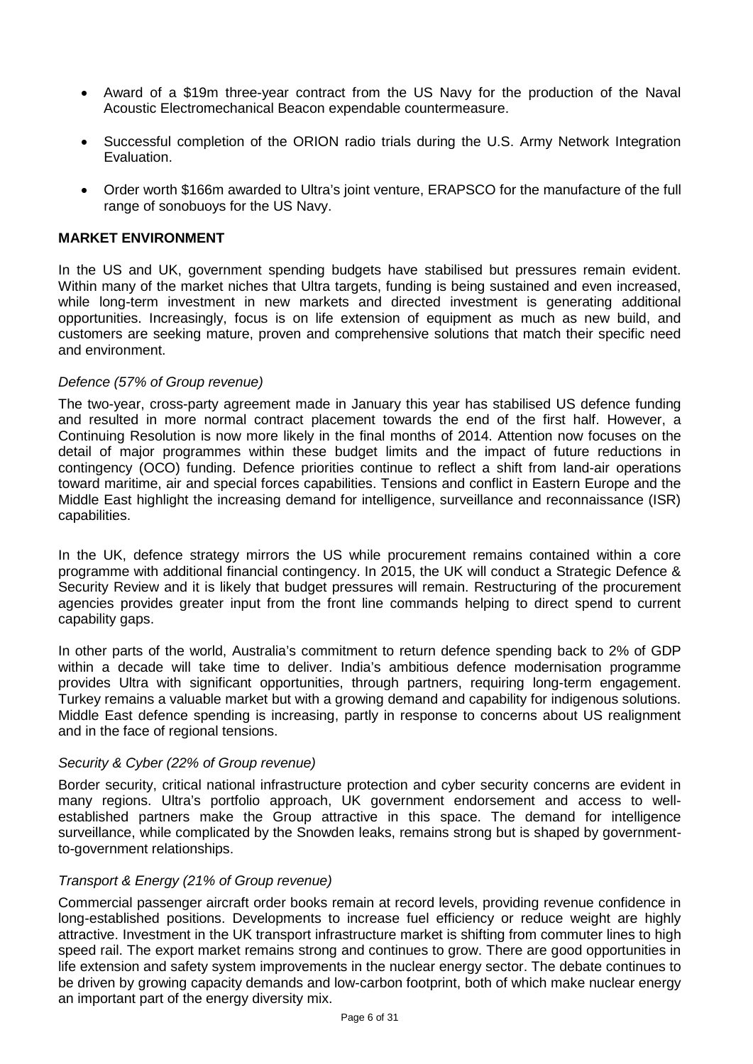- Award of a $19m three-year contract from the US Navy for the production of the Naval Acoustic Electromechanical Beacon expendable countermeasure.

- Successful completion of the ORION radio trials during the U.S. Army Network Integration Evaluation.

- Order worth $166m awarded to Ultra's joint venture, ERAPSCO for the manufacture of the full range of sonobuoys for the US Navy.

## MARKET ENVIRONMENT

In the US and UK, government spending budgets have stabilised but pressures remain evident. Within many of the market niches that Ultra targets, funding is being sustained and even increased, while long-term investment in new markets and directed investment is generating additional opportunities. Increasingly, focus is on life extension of equipment as much as new build, and customers are seeking mature, proven and comprehensive solutions that match their specific need and environment.

*Defence (57% of Group revenue)*

The two-year, cross-party agreement made in January this year has stabilised US defence funding and resulted in more normal contract placement towards the end of the first half. However, a Continuing Resolution is now more likely in the final months of 2014. Attention now focuses on the detail of major programmes within these budget limits and the impact of future reductions in contingency (OCO) funding. Defence priorities continue to reflect a shift from land-air operations toward maritime, air and special forces capabilities. Tensions and conflict in Eastern Europe and the Middle East highlight the increasing demand for intelligence, surveillance and reconnaissance (ISR) capabilities.

In the UK, defence strategy mirrors the US while procurement remains contained within a core programme with additional financial contingency. In 2015, the UK will conduct a Strategic Defence & Security Review and it is likely that budget pressures will remain. Restructuring of the procurement agencies provides greater input from the front line commands helping to direct spend to current capability gaps.

In other parts of the world, Australia's commitment to return defence spending back to 2% of GDP within a decade will take time to deliver. India's ambitious defence modernisation programme provides Ultra with significant opportunities, through partners, requiring long-term engagement. Turkey remains a valuable market but with a growing demand and capability for indigenous solutions. Middle East defence spending is increasing, partly in response to concerns about US realignment and in the face of regional tensions.

*Security & Cyber (22% of Group revenue)*

Border security, critical national infrastructure protection and cyber security concerns are evident in many regions. Ultra's portfolio approach, UK government endorsement and access to well-established partners make the Group attractive in this space. The demand for intelligence surveillance, while complicated by the Snowden leaks, remains strong but is shaped by government-to-government relationships.

*Transport & Energy (21% of Group revenue)*

Commercial passenger aircraft order books remain at record levels, providing revenue confidence in long-established positions. Developments to increase fuel efficiency or reduce weight are highly attractive. Investment in the UK transport infrastructure market is shifting from commuter lines to high speed rail. The export market remains strong and continues to grow. There are good opportunities in life extension and safety system improvements in the nuclear energy sector. The debate continues to be driven by growing capacity demands and low-carbon footprint, both of which make nuclear energy an important part of the energy diversity mix.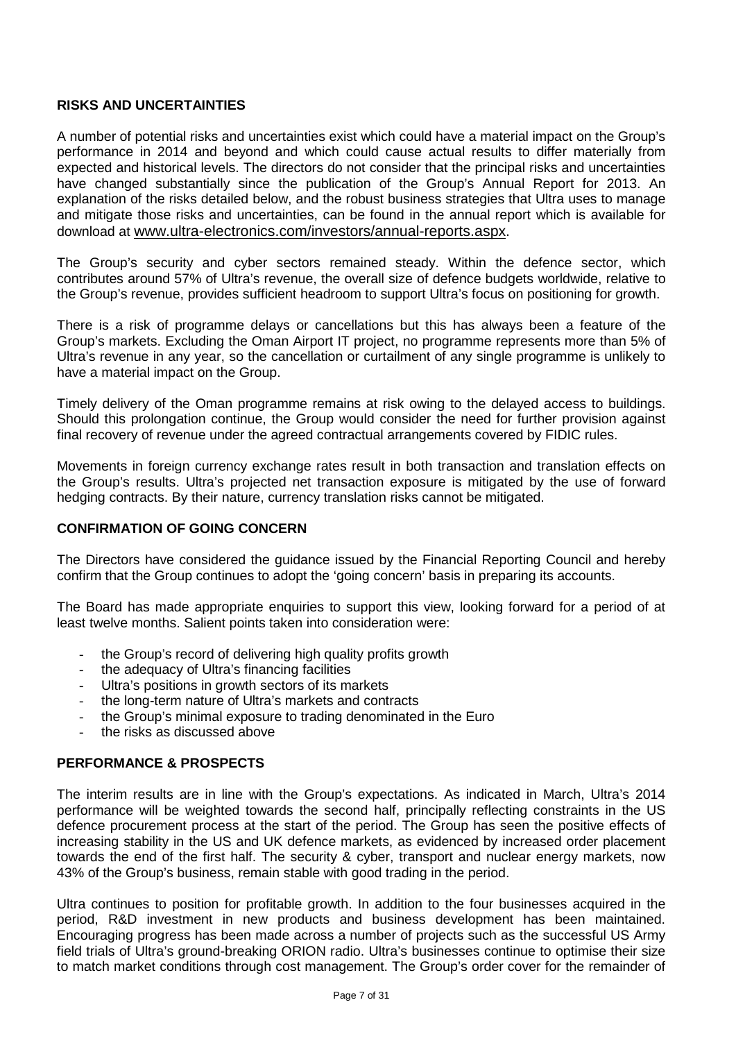## RISKS AND UNCERTAINTIES

A number of potential risks and uncertainties exist which could have a material impact on the Group's performance in 2014 and beyond and which could cause actual results to differ materially from expected and historical levels. The directors do not consider that the principal risks and uncertainties have changed substantially since the publication of the Group's Annual Report for 2013. An explanation of the risks detailed below, and the robust business strategies that Ultra uses to manage and mitigate those risks and uncertainties, can be found in the annual report which is available for download at www.ultra-electronics.com/investors/annual-reports.aspx.

The Group's security and cyber sectors remained steady. Within the defence sector, which contributes around 57% of Ultra's revenue, the overall size of defence budgets worldwide, relative to the Group's revenue, provides sufficient headroom to support Ultra's focus on positioning for growth.

There is a risk of programme delays or cancellations but this has always been a feature of the Group's markets. Excluding the Oman Airport IT project, no programme represents more than 5% of Ultra's revenue in any year, so the cancellation or curtailment of any single programme is unlikely to have a material impact on the Group.

Timely delivery of the Oman programme remains at risk owing to the delayed access to buildings. Should this prolongation continue, the Group would consider the need for further provision against final recovery of revenue under the agreed contractual arrangements covered by FIDIC rules.

Movements in foreign currency exchange rates result in both transaction and translation effects on the Group's results. Ultra's projected net transaction exposure is mitigated by the use of forward hedging contracts. By their nature, currency translation risks cannot be mitigated.

## CONFIRMATION OF GOING CONCERN

The Directors have considered the guidance issued by the Financial Reporting Council and hereby confirm that the Group continues to adopt the 'going concern' basis in preparing its accounts.

The Board has made appropriate enquiries to support this view, looking forward for a period of at least twelve months. Salient points taken into consideration were:

- the Group's record of delivering high quality profits growth
- the adequacy of Ultra's financing facilities
- Ultra's positions in growth sectors of its markets
- the long-term nature of Ultra's markets and contracts
- the Group's minimal exposure to trading denominated in the Euro
- the risks as discussed above

## PERFORMANCE & PROSPECTS

The interim results are in line with the Group's expectations. As indicated in March, Ultra's 2014 performance will be weighted towards the second half, principally reflecting constraints in the US defence procurement process at the start of the period. The Group has seen the positive effects of increasing stability in the US and UK defence markets, as evidenced by increased order placement towards the end of the first half. The security & cyber, transport and nuclear energy markets, now 43% of the Group's business, remain stable with good trading in the period.

Ultra continues to position for profitable growth. In addition to the four businesses acquired in the period, R&D investment in new products and business development has been maintained. Encouraging progress has been made across a number of projects such as the successful US Army field trials of Ultra's ground-breaking ORION radio. Ultra's businesses continue to optimise their size to match market conditions through cost management. The Group's order cover for the remainder of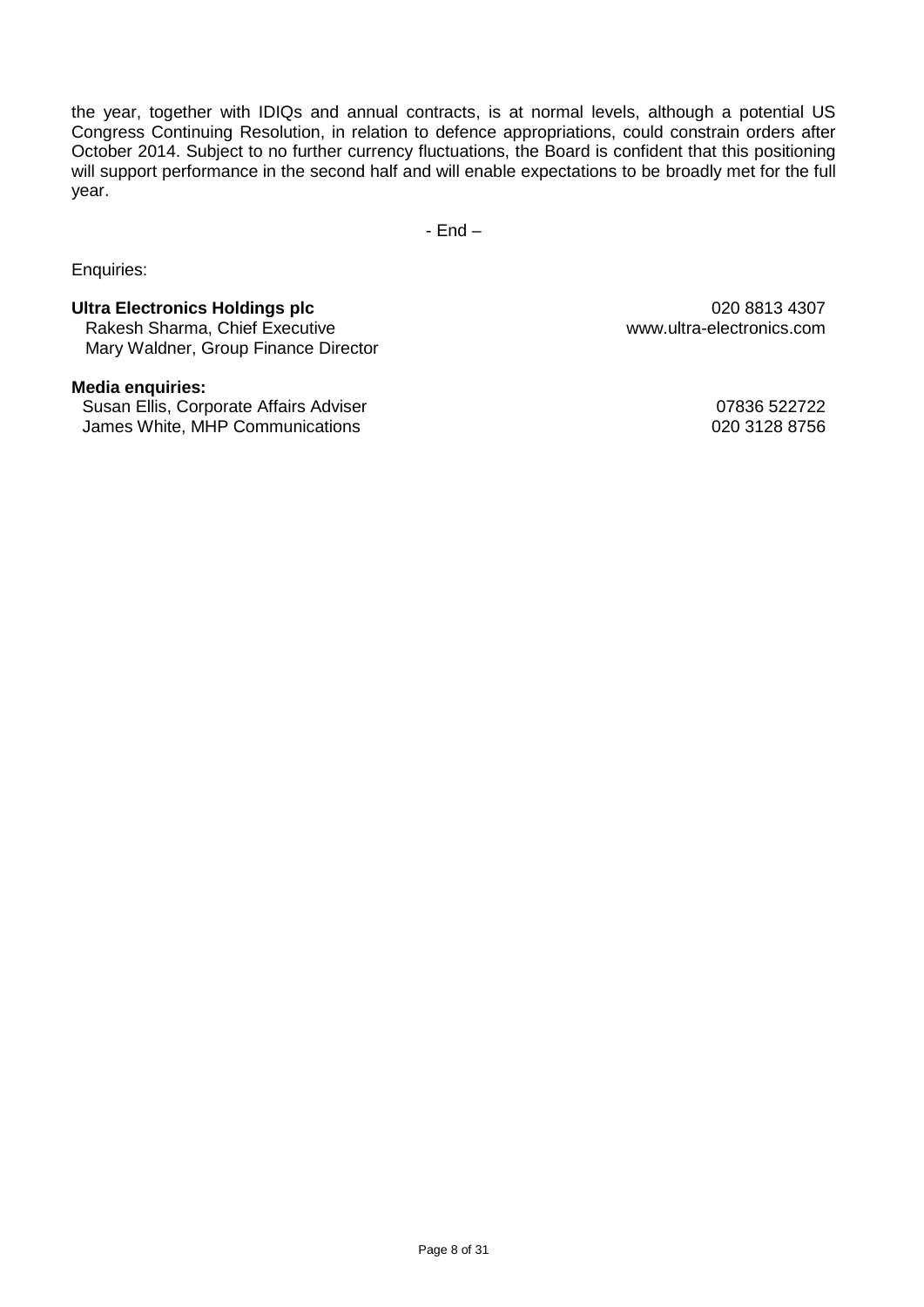the year, together with IDIQs and annual contracts, is at normal levels, although a potential US Congress Continuing Resolution, in relation to defence appropriations, could constrain orders after October 2014. Subject to no further currency fluctuations, the Board is confident that this positioning will support performance in the second half and will enable expectations to be broadly met for the full year.

- End –

Enquiries:

**Ultra Electronics Holdings plc** 020 8813 4307
Rakesh Sharma, Chief Executive www.ultra-electronics.com
Mary Waldner, Group Finance Director

**Media enquiries:**
Susan Ellis, Corporate Affairs Adviser 07836 522722
James White, MHP Communications 020 3128 8756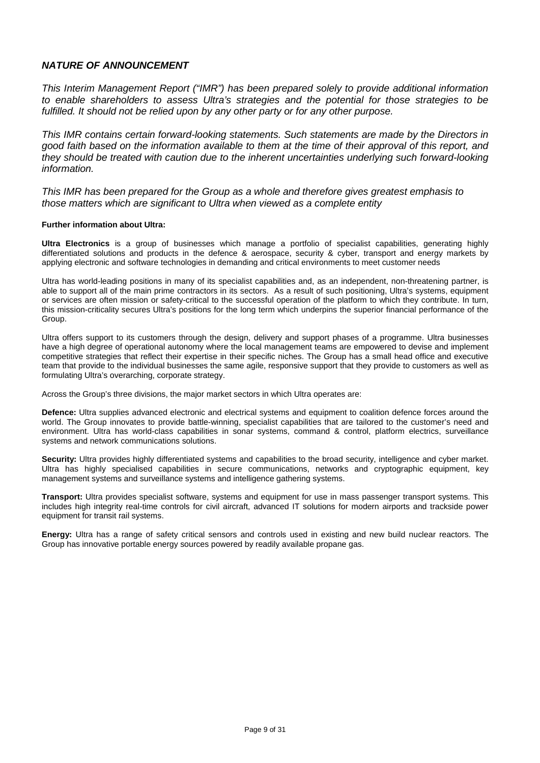## *NATURE OF ANNOUNCEMENT*

*This Interim Management Report ("IMR") has been prepared solely to provide additional information to enable shareholders to assess Ultra's strategies and the potential for those strategies to be fulfilled. It should not be relied upon by any other party or for any other purpose.*

*This IMR contains certain forward-looking statements. Such statements are made by the Directors in good faith based on the information available to them at the time of their approval of this report, and they should be treated with caution due to the inherent uncertainties underlying such forward-looking information.*

*This IMR has been prepared for the Group as a whole and therefore gives greatest emphasis to those matters which are significant to Ultra when viewed as a complete entity*

**Further information about Ultra:**

**Ultra Electronics** is a group of businesses which manage a portfolio of specialist capabilities, generating highly differentiated solutions and products in the defence & aerospace, security & cyber, transport and energy markets by applying electronic and software technologies in demanding and critical environments to meet customer needs

Ultra has world-leading positions in many of its specialist capabilities and, as an independent, non-threatening partner, is able to support all of the main prime contractors in its sectors. As a result of such positioning, Ultra's systems, equipment or services are often mission or safety-critical to the successful operation of the platform to which they contribute. In turn, this mission-criticality secures Ultra's positions for the long term which underpins the superior financial performance of the Group.

Ultra offers support to its customers through the design, delivery and support phases of a programme. Ultra businesses have a high degree of operational autonomy where the local management teams are empowered to devise and implement competitive strategies that reflect their expertise in their specific niches. The Group has a small head office and executive team that provide to the individual businesses the same agile, responsive support that they provide to customers as well as formulating Ultra's overarching, corporate strategy.

Across the Group's three divisions, the major market sectors in which Ultra operates are:

**Defence:** Ultra supplies advanced electronic and electrical systems and equipment to coalition defence forces around the world. The Group innovates to provide battle-winning, specialist capabilities that are tailored to the customer's need and environment. Ultra has world-class capabilities in sonar systems, command & control, platform electrics, surveillance systems and network communications solutions.

**Security:** Ultra provides highly differentiated systems and capabilities to the broad security, intelligence and cyber market. Ultra has highly specialised capabilities in secure communications, networks and cryptographic equipment, key management systems and surveillance systems and intelligence gathering systems.

**Transport:** Ultra provides specialist software, systems and equipment for use in mass passenger transport systems. This includes high integrity real-time controls for civil aircraft, advanced IT solutions for modern airports and trackside power equipment for transit rail systems.

**Energy:** Ultra has a range of safety critical sensors and controls used in existing and new build nuclear reactors. The Group has innovative portable energy sources powered by readily available propane gas.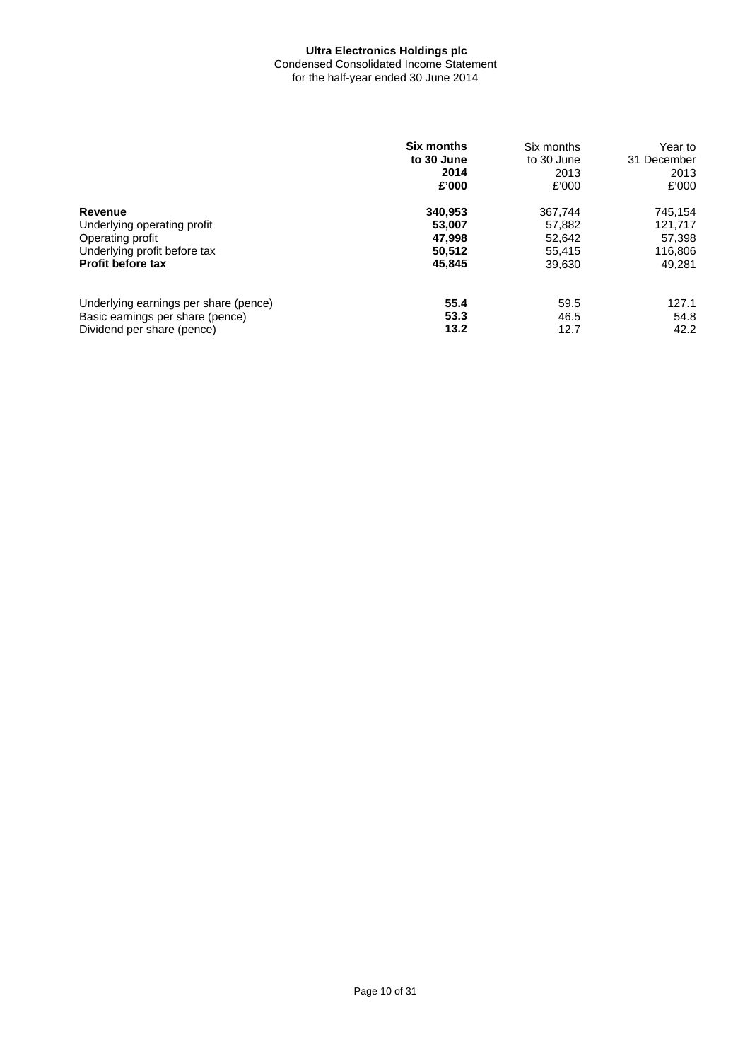**Ultra Electronics Holdings plc**
Condensed Consolidated Income Statement
for the half-year ended 30 June 2014

| | **Six months to 30 June 2014 £'000** | Six months to 30 June 2013 £'000 | Year to 31 December 2013 £'000 |
|---|---|---|---|
| **Revenue** | **340,953** | 367,744 | 745,154 |
| Underlying operating profit | **53,007** | 57,882 | 121,717 |
| Operating profit | **47,998** | 52,642 | 57,398 |
| Underlying profit before tax | **50,512** | 55,415 | 116,806 |
| **Profit before tax** | **45,845** | 39,630 | 49,281 |
| | | | |
| Underlying earnings per share (pence) | **55.4** | 59.5 | 127.1 |
| Basic earnings per share (pence) | **53.3** | 46.5 | 54.8 |
| Dividend per share (pence) | **13.2** | 12.7 | 42.2 |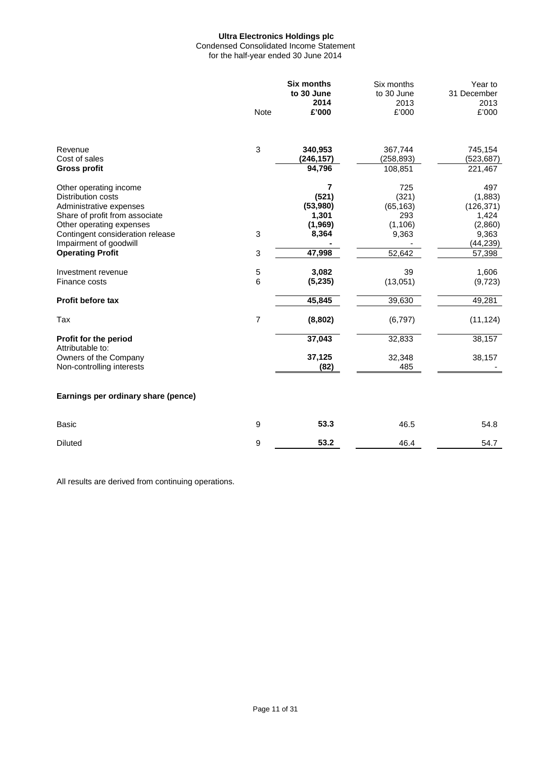**Ultra Electronics Holdings plc**
Condensed Consolidated Income Statement
for the half-year ended 30 June 2014

| | Note | **Six months to 30 June 2014 £'000** | Six months to 30 June 2013 £'000 | Year to 31 December 2013 £'000 |
|---|---|---|---|---|
| Revenue | 3 | **340,953** | 367,744 | 745,154 |
| Cost of sales | | **(246,157)** | (258,893) | (523,687) |
| **Gross profit** | | **94,796** | 108,851 | 221,467 |
| | | | | |
| Other operating income | | **7** | 725 | 497 |
| Distribution costs | | **(521)** | (321) | (1,883) |
| Administrative expenses | | **(53,980)** | (65,163) | (126,371) |
| Share of profit from associate | | **1,301** | 293 | 1,424 |
| Other operating expenses | | **(1,969)** | (1,106) | (2,860) |
| Contingent consideration release | 3 | **8,364** | 9,363 | 9,363 |
| Impairment of goodwill | | **-** | - | (44,239) |
| **Operating Profit** | 3 | **47,998** | 52,642 | 57,398 |
| | | | | |
| Investment revenue | 5 | **3,082** | 39 | 1,606 |
| Finance costs | 6 | **(5,235)** | (13,051) | (9,723) |
| | | | | |
| **Profit before tax** | | **45,845** | 39,630 | 49,281 |
| | | | | |
| Tax | 7 | **(8,802)** | (6,797) | (11,124) |
| | | | | |
| **Profit for the period** | | **37,043** | 32,833 | 38,157 |
| Attributable to: | | | | |
| Owners of the Company | | **37,125** | 32,348 | 38,157 |
| Non-controlling interests | | **(82)** | 485 | - |
| | | | | |
| **Earnings per ordinary share (pence)** | | | | |
| | | | | |
| Basic | 9 | **53.3** | 46.5 | 54.8 |
| Diluted | 9 | **53.2** | 46.4 | 54.7 |

All results are derived from continuing operations.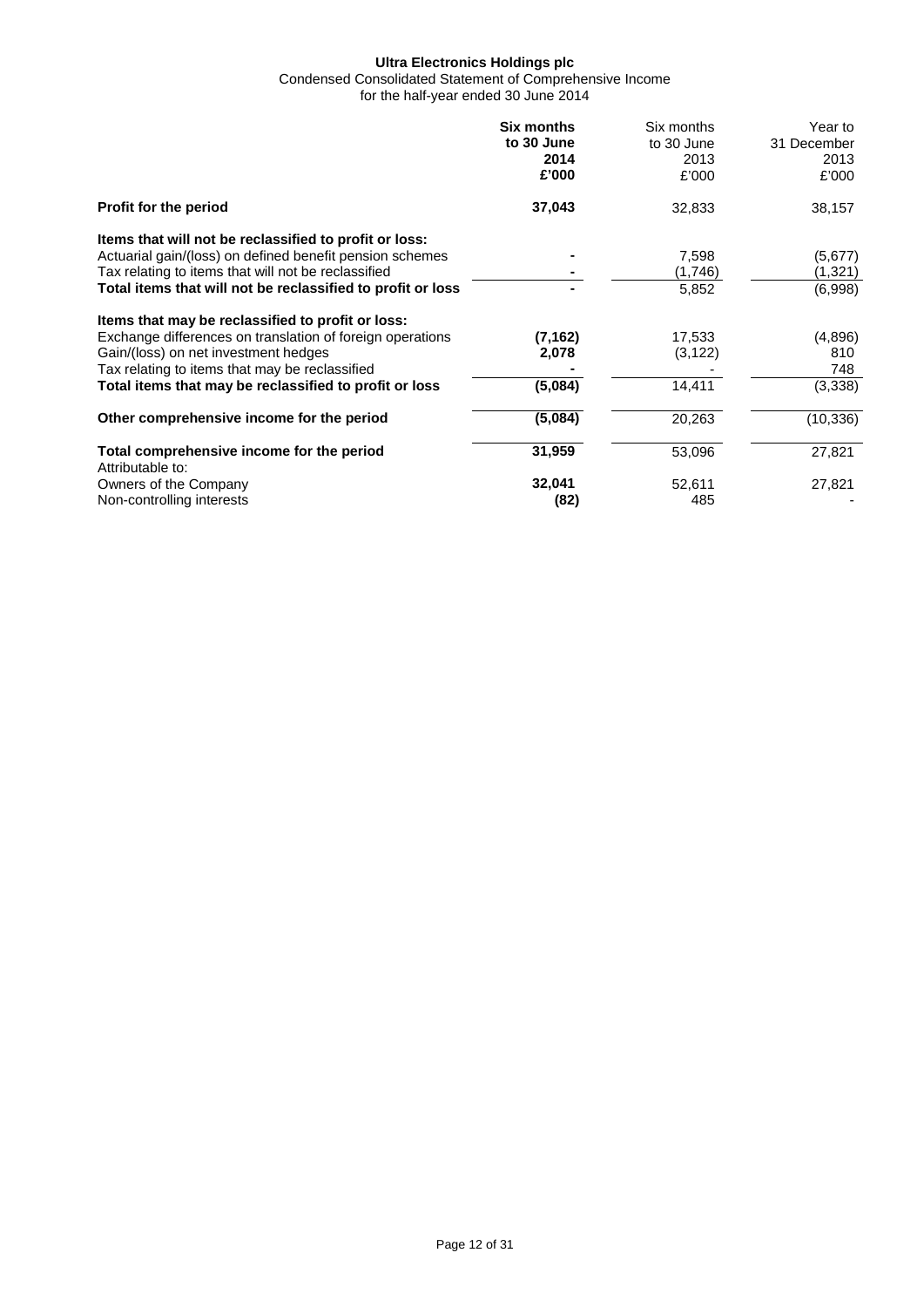**Ultra Electronics Holdings plc**

Condensed Consolidated Statement of Comprehensive Income
for the half-year ended 30 June 2014

| | **Six months to 30 June 2014 £'000** | Six months to 30 June 2013 £'000 | Year to 31 December 2013 £'000 |
|---|---|---|---|
| **Profit for the period** | **37,043** | 32,833 | 38,157 |
| **Items that will not be reclassified to profit or loss:** | | | |
| Actuarial gain/(loss) on defined benefit pension schemes | **-** | 7,598 | (5,677) |
| Tax relating to items that will not be reclassified | **-** | (1,746) | (1,321) |
| **Total items that will not be reclassified to profit or loss** | **-** | 5,852 | (6,998) |
| **Items that may be reclassified to profit or loss:** | | | |
| Exchange differences on translation of foreign operations | **(7,162)** | 17,533 | (4,896) |
| Gain/(loss) on net investment hedges | **2,078** | (3,122) | 810 |
| Tax relating to items that may be reclassified | **-** | - | 748 |
| **Total items that may be reclassified to profit or loss** | **(5,084)** | 14,411 | (3,338) |
| **Other comprehensive income for the period** | **(5,084)** | 20,263 | (10,336) |
| **Total comprehensive income for the period** | **31,959** | 53,096 | 27,821 |
| Attributable to: | | | |
| Owners of the Company | **32,041** | 52,611 | 27,821 |
| Non-controlling interests | **(82)** | 485 | - |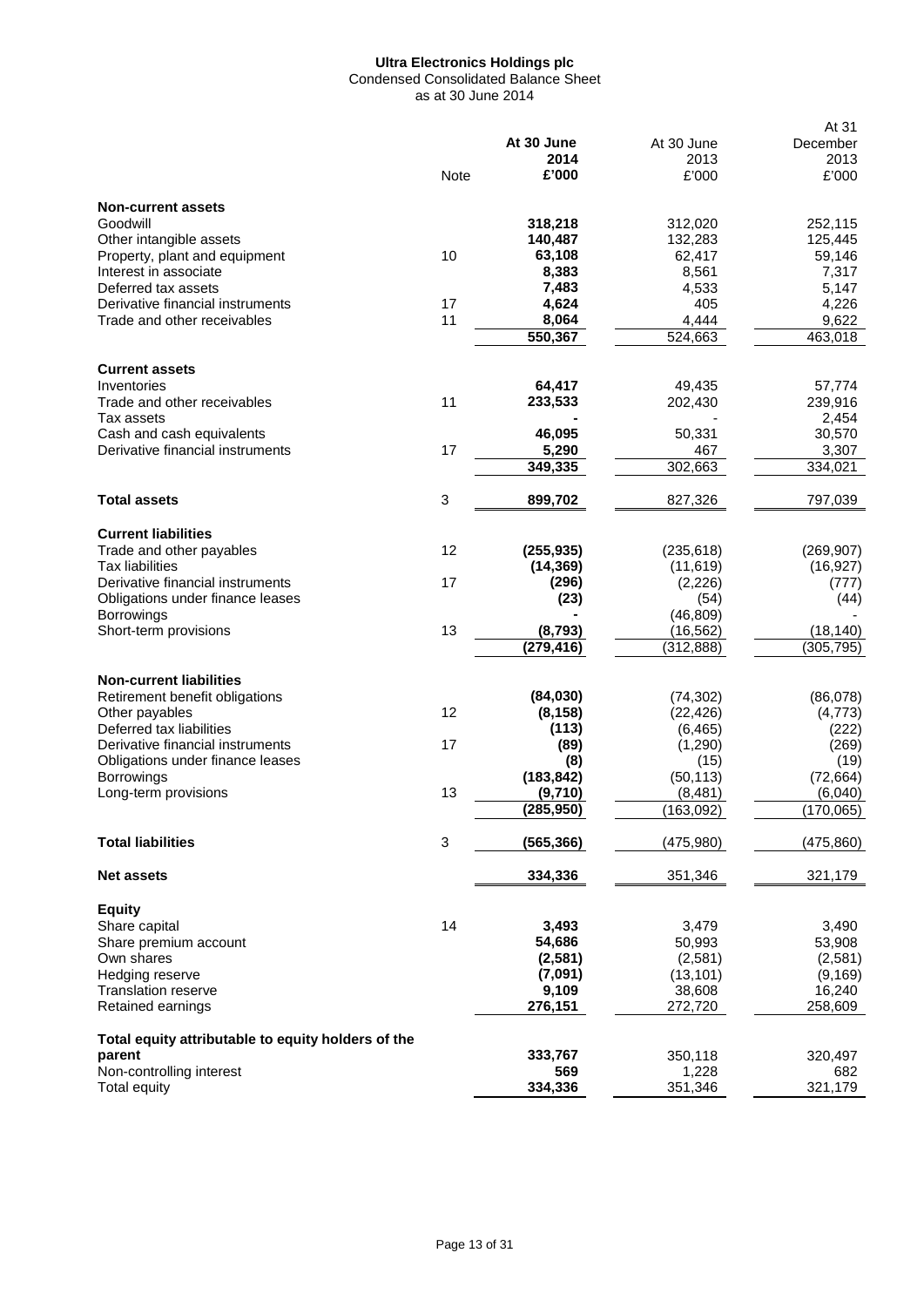**Ultra Electronics Holdings plc**
Condensed Consolidated Balance Sheet
as at 30 June 2014

| | Note | **At 30 June 2014 £'000** | At 30 June 2013 £'000 | At 31 December 2013 £'000 |
|---|---|---|---|---|
| **Non-current assets** | | | | |
| Goodwill | | **318,218** | 312,020 | 252,115 |
| Other intangible assets | | **140,487** | 132,283 | 125,445 |
| Property, plant and equipment | 10 | **63,108** | 62,417 | 59,146 |
| Interest in associate | | **8,383** | 8,561 | 7,317 |
| Deferred tax assets | | **7,483** | 4,533 | 5,147 |
| Derivative financial instruments | 17 | **4,624** | 405 | 4,226 |
| Trade and other receivables | 11 | **8,064** | 4,444 | 9,622 |
| | | **550,367** | 524,663 | 463,018 |
| **Current assets** | | | | |
| Inventories | | **64,417** | 49,435 | 57,774 |
| Trade and other receivables | 11 | **233,533** | 202,430 | 239,916 |
| Tax assets | | **-** | - | 2,454 |
| Cash and cash equivalents | | **46,095** | 50,331 | 30,570 |
| Derivative financial instruments | 17 | **5,290** | 467 | 3,307 |
| | | **349,335** | 302,663 | 334,021 |
| **Total assets** | 3 | **899,702** | 827,326 | 797,039 |
| **Current liabilities** | | | | |
| Trade and other payables | 12 | **(255,935)** | (235,618) | (269,907) |
| Tax liabilities | | **(14,369)** | (11,619) | (16,927) |
| Derivative financial instruments | 17 | **(296)** | (2,226) | (777) |
| Obligations under finance leases | | **(23)** | (54) | (44) |
| Borrowings | | **-** | (46,809) | - |
| Short-term provisions | 13 | **(8,793)** | (16,562) | (18,140) |
| | | **(279,416)** | (312,888) | (305,795) |
| **Non-current liabilities** | | | | |
| Retirement benefit obligations | | **(84,030)** | (74,302) | (86,078) |
| Other payables | 12 | **(8,158)** | (22,426) | (4,773) |
| Deferred tax liabilities | | **(113)** | (6,465) | (222) |
| Derivative financial instruments | 17 | **(89)** | (1,290) | (269) |
| Obligations under finance leases | | **(8)** | (15) | (19) |
| Borrowings | | **(183,842)** | (50,113) | (72,664) |
| Long-term provisions | 13 | **(9,710)** | (8,481) | (6,040) |
| | | **(285,950)** | (163,092) | (170,065) |
| **Total liabilities** | 3 | **(565,366)** | (475,980) | (475,860) |
| **Net assets** | | **334,336** | 351,346 | 321,179 |
| **Equity** | | | | |
| Share capital | 14 | **3,493** | 3,479 | 3,490 |
| Share premium account | | **54,686** | 50,993 | 53,908 |
| Own shares | | **(2,581)** | (2,581) | (2,581) |
| Hedging reserve | | **(7,091)** | (13,101) | (9,169) |
| Translation reserve | | **9,109** | 38,608 | 16,240 |
| Retained earnings | | **276,151** | 272,720 | 258,609 |
| **Total equity attributable to equity holders of the parent** | | **333,767** | 350,118 | 320,497 |
| Non-controlling interest | | **569** | 1,228 | 682 |
| Total equity | | **334,336** | 351,346 | 321,179 |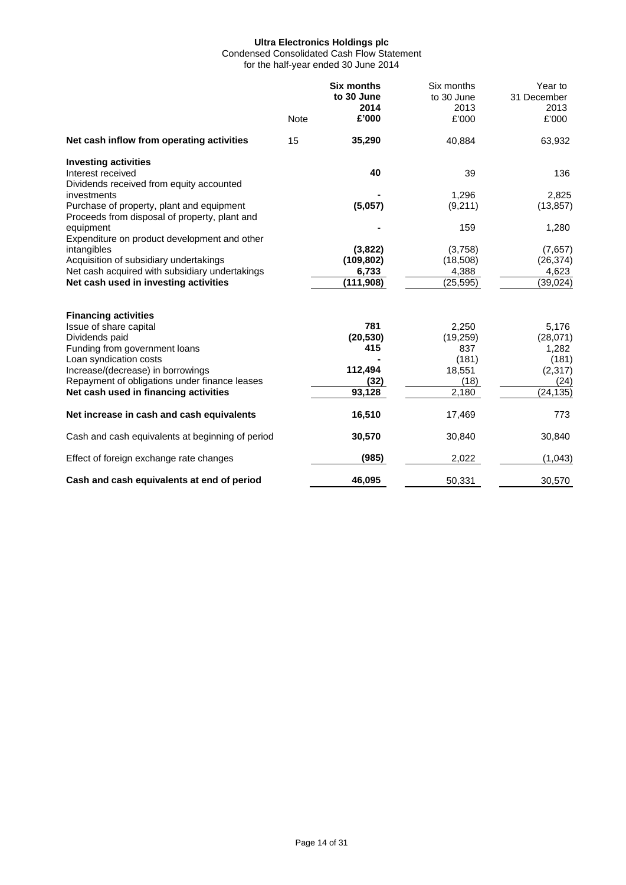**Ultra Electronics Holdings plc**

Condensed Consolidated Cash Flow Statement
for the half-year ended 30 June 2014

| | Note | **Six months to 30 June 2014 £'000** | Six months to 30 June 2013 £'000 | Year to 31 December 2013 £'000 |
|---|---|---|---|---|
| **Net cash inflow from operating activities** | 15 | **35,290** | 40,884 | 63,932 |
| **Investing activities** | | | | |
| Interest received | | **40** | 39 | 136 |
| Dividends received from equity accounted investments | | **-** | 1,296 | 2,825 |
| Purchase of property, plant and equipment | | **(5,057)** | (9,211) | (13,857) |
| Proceeds from disposal of property, plant and equipment | | **-** | 159 | 1,280 |
| Expenditure on product development and other intangibles | | **(3,822)** | (3,758) | (7,657) |
| Acquisition of subsidiary undertakings | | **(109,802)** | (18,508) | (26,374) |
| Net cash acquired with subsidiary undertakings | | **6,733** | 4,388 | 4,623 |
| **Net cash used in investing activities** | | **(111,908)** | (25,595) | (39,024) |
| **Financing activities** | | | | |
| Issue of share capital | | **781** | 2,250 | 5,176 |
| Dividends paid | | **(20,530)** | (19,259) | (28,071) |
| Funding from government loans | | **415** | 837 | 1,282 |
| Loan syndication costs | | **-** | (181) | (181) |
| Increase/(decrease) in borrowings | | **112,494** | 18,551 | (2,317) |
| Repayment of obligations under finance leases | | **(32)** | (18) | (24) |
| **Net cash used in financing activities** | | **93,128** | 2,180 | (24,135) |
| **Net increase in cash and cash equivalents** | | **16,510** | 17,469 | 773 |
| Cash and cash equivalents at beginning of period | | **30,570** | 30,840 | 30,840 |
| Effect of foreign exchange rate changes | | **(985)** | 2,022 | (1,043) |
| **Cash and cash equivalents at end of period** | | **46,095** | 50,331 | 30,570 |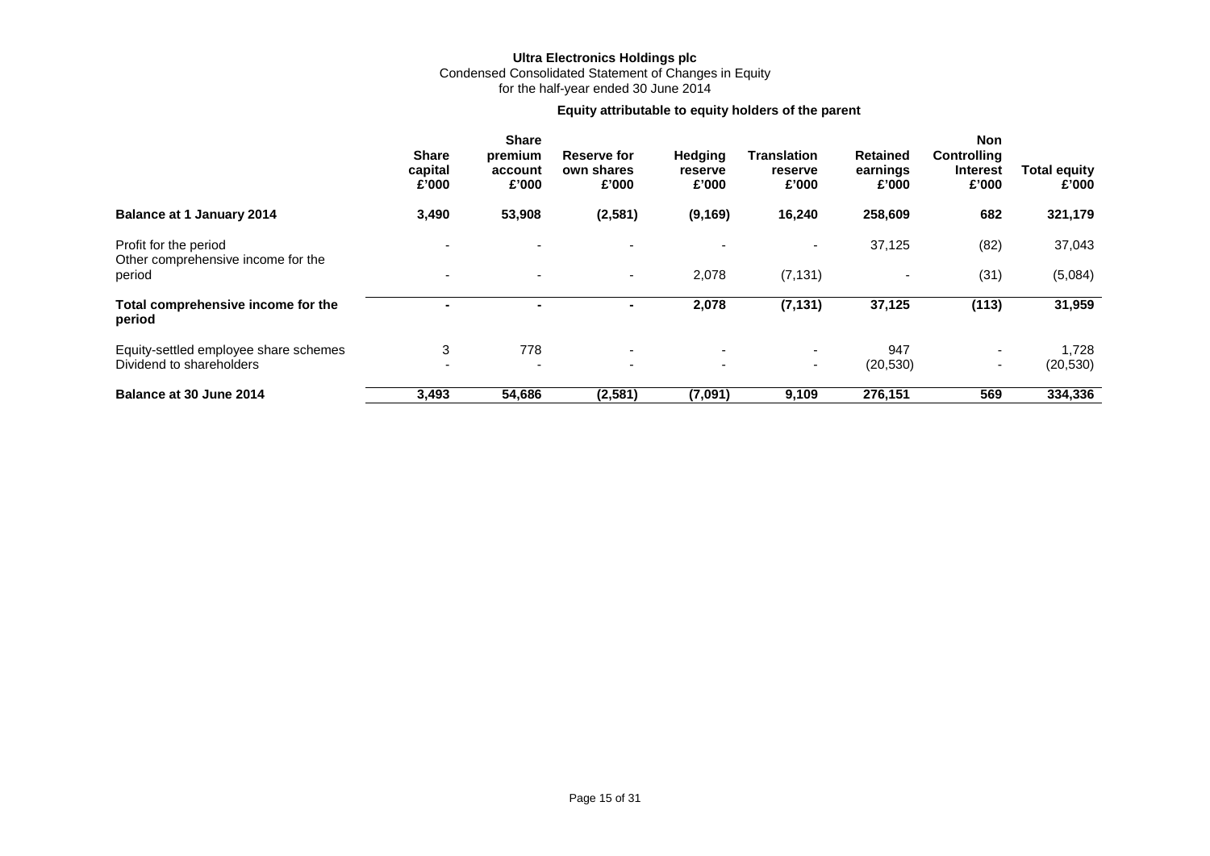**Ultra Electronics Holdings plc**
Condensed Consolidated Statement of Changes in Equity
for the half-year ended 30 June 2014

**Equity attributable to equity holders of the parent**

| | Share capital £'000 | Share premium account £'000 | Reserve for own shares £'000 | Hedging reserve £'000 | Translation reserve £'000 | Retained earnings £'000 | Non Controlling Interest £'000 | Total equity £'000 |
|---|---|---|---|---|---|---|---|---|
| **Balance at 1 January 2014** | **3,490** | **53,908** | **(2,581)** | **(9,169)** | **16,240** | **258,609** | **682** | **321,179** |
| Profit for the period | - | - | - | - | - | 37,125 | (82) | 37,043 |
| Other comprehensive income for the period | - | - | - | 2,078 | (7,131) | - | (31) | (5,084) |
| **Total comprehensive income for the period** | **-** | **-** | **-** | **2,078** | **(7,131)** | **37,125** | **(113)** | **31,959** |
| Equity-settled employee share schemes | 3 | 778 | - | - | - | 947 | - | 1,728 |
| Dividend to shareholders | - | - | - | - | - | (20,530) | - | (20,530) |
| **Balance at 30 June 2014** | **3,493** | **54,686** | **(2,581)** | **(7,091)** | **9,109** | **276,151** | **569** | **334,336** |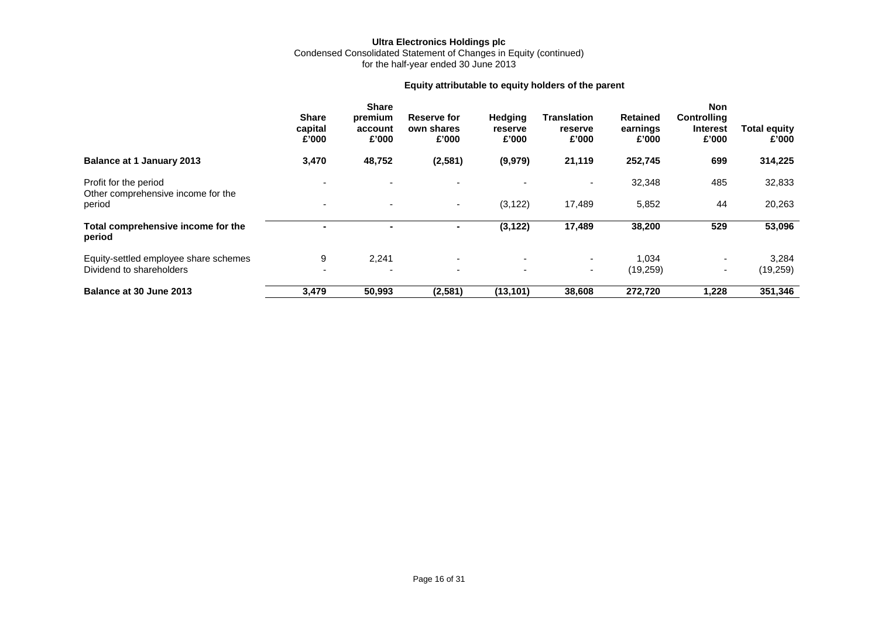**Ultra Electronics Holdings plc**

Condensed Consolidated Statement of Changes in Equity (continued)
for the half-year ended 30 June 2013

**Equity attributable to equity holders of the parent**

| | Share capital £'000 | Share premium account £'000 | Reserve for own shares £'000 | Hedging reserve £'000 | Translation reserve £'000 | Retained earnings £'000 | Non Controlling Interest £'000 | Total equity £'000 |
|---|---|---|---|---|---|---|---|---|
| **Balance at 1 January 2013** | **3,470** | **48,752** | **(2,581)** | **(9,979)** | **21,119** | **252,745** | **699** | **314,225** |
| Profit for the period | - | - | - | - | - | 32,348 | 485 | 32,833 |
| Other comprehensive income for the period | - | - | - | (3,122) | 17,489 | 5,852 | 44 | 20,263 |
| **Total comprehensive income for the period** | **-** | **-** | **-** | **(3,122)** | **17,489** | **38,200** | **529** | **53,096** |
| Equity-settled employee share schemes | 9 | 2,241 | - | - | - | 1,034 | - | 3,284 |
| Dividend to shareholders | - | - | - | - | - | (19,259) | - | (19,259) |
| **Balance at 30 June 2013** | **3,479** | **50,993** | **(2,581)** | **(13,101)** | **38,608** | **272,720** | **1,228** | **351,346** |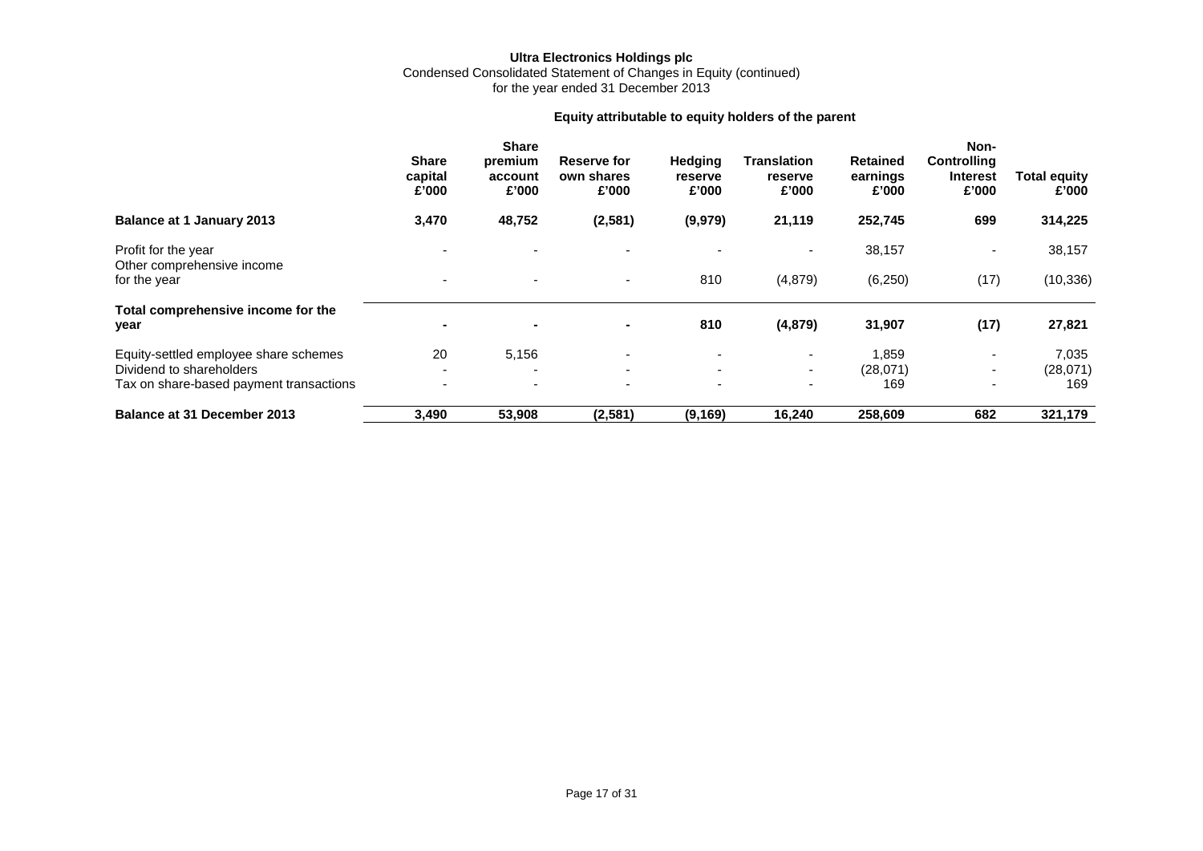**Ultra Electronics Holdings plc**

Condensed Consolidated Statement of Changes in Equity (continued)

for the year ended 31 December 2013

**Equity attributable to equity holders of the parent**

| | Share capital £'000 | Share premium account £'000 | Reserve for own shares £'000 | Hedging reserve £'000 | Translation reserve £'000 | Retained earnings £'000 | Non-Controlling Interest £'000 | Total equity £'000 |
|---|---|---|---|---|---|---|---|---|
| **Balance at 1 January 2013** | **3,470** | **48,752** | **(2,581)** | **(9,979)** | **21,119** | **252,745** | **699** | **314,225** |
| Profit for the year | - | - | - | - | - | 38,157 | - | 38,157 |
| Other comprehensive income for the year | - | - | - | 810 | (4,879) | (6,250) | (17) | (10,336) |
| **Total comprehensive income for the year** | **-** | **-** | **-** | **810** | **(4,879)** | **31,907** | **(17)** | **27,821** |
| Equity-settled employee share schemes | 20 | 5,156 | - | - | - | 1,859 | - | 7,035 |
| Dividend to shareholders | - | - | - | - | - | (28,071) | - | (28,071) |
| Tax on share-based payment transactions | - | - | - | - | - | 169 | - | 169 |
| **Balance at 31 December 2013** | **3,490** | **53,908** | **(2,581)** | **(9,169)** | **16,240** | **258,609** | **682** | **321,179** |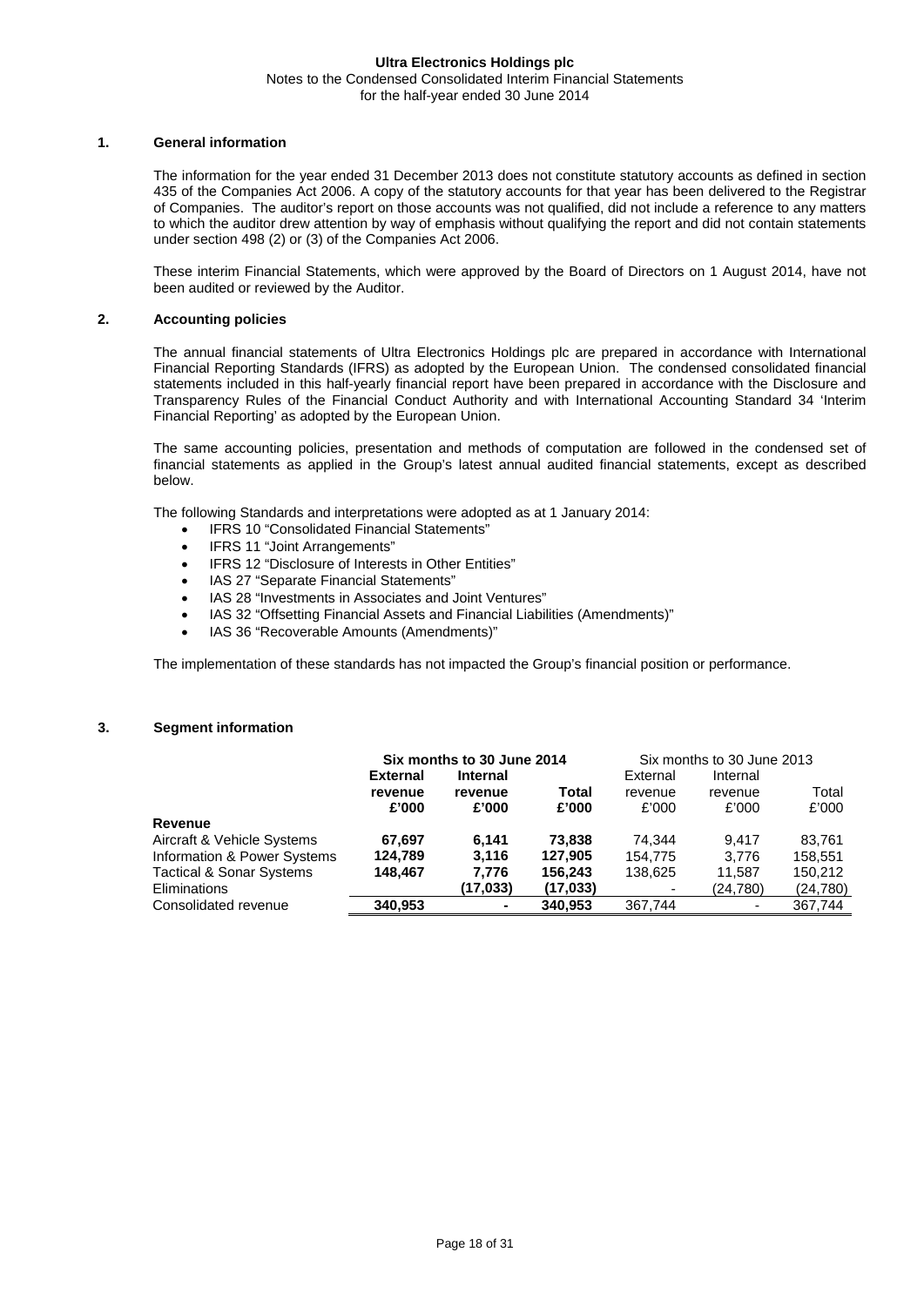**Ultra Electronics Holdings plc**
Notes to the Condensed Consolidated Interim Financial Statements
for the half-year ended 30 June 2014

## 1. General information

The information for the year ended 31 December 2013 does not constitute statutory accounts as defined in section 435 of the Companies Act 2006. A copy of the statutory accounts for that year has been delivered to the Registrar of Companies. The auditor's report on those accounts was not qualified, did not include a reference to any matters to which the auditor drew attention by way of emphasis without qualifying the report and did not contain statements under section 498 (2) or (3) of the Companies Act 2006.

These interim Financial Statements, which were approved by the Board of Directors on 1 August 2014, have not been audited or reviewed by the Auditor.

## 2. Accounting policies

The annual financial statements of Ultra Electronics Holdings plc are prepared in accordance with International Financial Reporting Standards (IFRS) as adopted by the European Union. The condensed consolidated financial statements included in this half-yearly financial report have been prepared in accordance with the Disclosure and Transparency Rules of the Financial Conduct Authority and with International Accounting Standard 34 'Interim Financial Reporting' as adopted by the European Union.

The same accounting policies, presentation and methods of computation are followed in the condensed set of financial statements as applied in the Group's latest annual audited financial statements, except as described below.

The following Standards and interpretations were adopted as at 1 January 2014:

- IFRS 10 "Consolidated Financial Statements"
- IFRS 11 "Joint Arrangements"
- IFRS 12 "Disclosure of Interests in Other Entities"
- IAS 27 "Separate Financial Statements"
- IAS 28 "Investments in Associates and Joint Ventures"
- IAS 32 "Offsetting Financial Assets and Financial Liabilities (Amendments)"
- IAS 36 "Recoverable Amounts (Amendments)"

The implementation of these standards has not impacted the Group's financial position or performance.

## 3. Segment information

| | **Six months to 30 June 2014** | | | Six months to 30 June 2013 | | |
|---|---|---|---|---|---|---|
| | **External revenue £'000** | **Internal revenue £'000** | **Total £'000** | External revenue £'000 | Internal revenue £'000 | Total £'000 |
| **Revenue** | | | | | | |
| Aircraft & Vehicle Systems | **67,697** | **6,141** | **73,838** | 74,344 | 9,417 | 83,761 |
| Information & Power Systems | **124,789** | **3,116** | **127,905** | 154,775 | 3,776 | 158,551 |
| Tactical & Sonar Systems | **148,467** | **7,776** | **156,243** | 138,625 | 11,587 | 150,212 |
| Eliminations | | **(17,033)** | **(17,033)** | - | (24,780) | (24,780) |
| Consolidated revenue | **340,953** | **-** | **340,953** | 367,744 | - | 367,744 |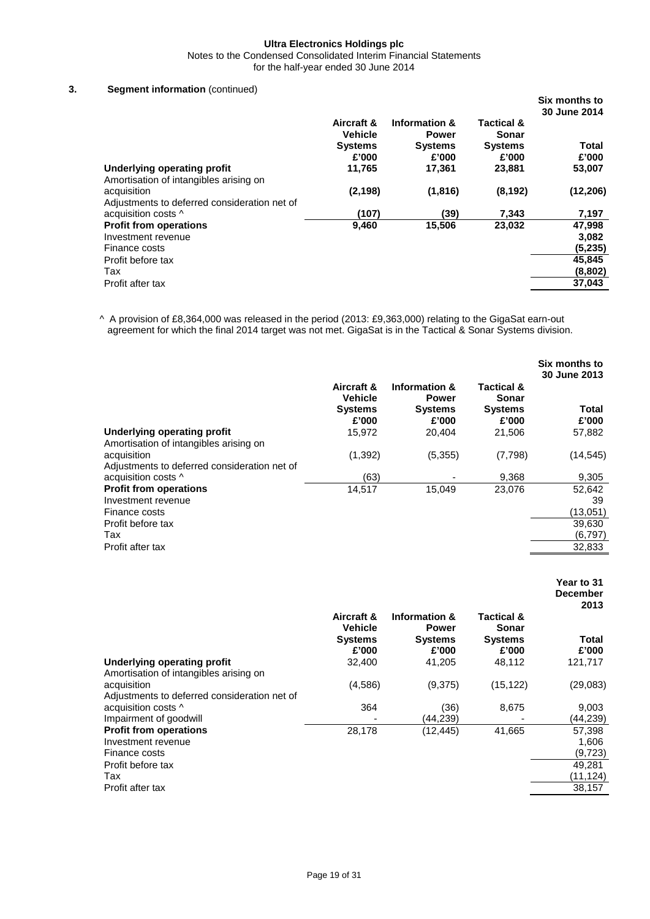## 3. Segment information (continued)

| | Aircraft & Vehicle Systems £'000 | Information & Power Systems £'000 | Tactical & Sonar Systems £'000 | Six months to 30 June 2014 Total £'000 |
|---|---|---|---|---|
| **Underlying operating profit** | **11,765** | **17,361** | **23,881** | **53,007** |
| Amortisation of intangibles arising on acquisition | **(2,198)** | **(1,816)** | **(8,192)** | **(12,206)** |
| Adjustments to deferred consideration net of acquisition costs ^ | **(107)** | **(39)** | **7,343** | **7,197** |
| **Profit from operations** | **9,460** | **15,506** | **23,032** | **47,998** |
| Investment revenue | | | | **3,082** |
| Finance costs | | | | **(5,235)** |
| Profit before tax | | | | **45,845** |
| Tax | | | | **(8,802)** |
| Profit after tax | | | | **37,043** |

^ A provision of £8,364,000 was released in the period (2013: £9,363,000) relating to the GigaSat earn-out agreement for which the final 2014 target was not met. GigaSat is in the Tactical & Sonar Systems division.

| | Aircraft & Vehicle Systems £'000 | Information & Power Systems £'000 | Tactical & Sonar Systems £'000 | Six months to 30 June 2013 Total £'000 |
|---|---|---|---|---|
| **Underlying operating profit** | 15,972 | 20,404 | 21,506 | 57,882 |
| Amortisation of intangibles arising on acquisition | (1,392) | (5,355) | (7,798) | (14,545) |
| Adjustments to deferred consideration net of acquisition costs ^ | (63) | - | 9,368 | 9,305 |
| **Profit from operations** | 14,517 | 15,049 | 23,076 | 52,642 |
| Investment revenue | | | | 39 |
| Finance costs | | | | (13,051) |
| Profit before tax | | | | 39,630 |
| Tax | | | | (6,797) |
| Profit after tax | | | | 32,833 |

| | Aircraft & Vehicle Systems £'000 | Information & Power Systems £'000 | Tactical & Sonar Systems £'000 | Year to 31 December 2013 Total £'000 |
|---|---|---|---|---|
| **Underlying operating profit** | 32,400 | 41,205 | 48,112 | 121,717 |
| Amortisation of intangibles arising on acquisition | (4,586) | (9,375) | (15,122) | (29,083) |
| Adjustments to deferred consideration net of acquisition costs ^ | 364 | (36) | 8,675 | 9,003 |
| Impairment of goodwill | - | (44,239) | - | (44,239) |
| **Profit from operations** | 28,178 | (12,445) | 41,665 | 57,398 |
| Investment revenue | | | | 1,606 |
| Finance costs | | | | (9,723) |
| Profit before tax | | | | 49,281 |
| Tax | | | | (11,124) |
| Profit after tax | | | | 38,157 |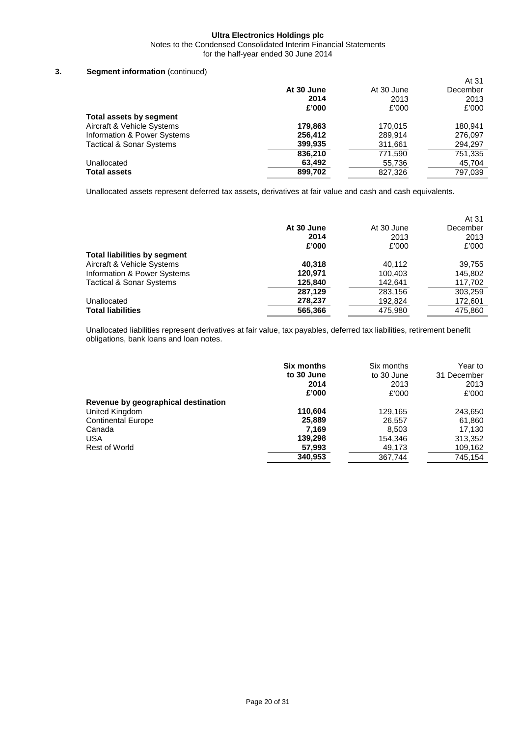Ultra Electronics Holdings plc
Notes to the Condensed Consolidated Interim Financial Statements
for the half-year ended 30 June 2014

## 3. Segment information (continued)

| | **At 30 June 2014 £'000** | At 30 June 2013 £'000 | At 31 December 2013 £'000 |
|---|---|---|---|
| **Total assets by segment** | | | |
| Aircraft & Vehicle Systems | **179,863** | 170,015 | 180,941 |
| Information & Power Systems | **256,412** | 289,914 | 276,097 |
| Tactical & Sonar Systems | **399,935** | 311,661 | 294,297 |
| | **836,210** | 771,590 | 751,335 |
| Unallocated | **63,492** | 55,736 | 45,704 |
| **Total assets** | **899,702** | 827,326 | 797,039 |

Unallocated assets represent deferred tax assets, derivatives at fair value and cash and cash equivalents.

| | **At 30 June 2014 £'000** | At 30 June 2013 £'000 | At 31 December 2013 £'000 |
|---|---|---|---|
| **Total liabilities by segment** | | | |
| Aircraft & Vehicle Systems | **40,318** | 40,112 | 39,755 |
| Information & Power Systems | **120,971** | 100,403 | 145,802 |
| Tactical & Sonar Systems | **125,840** | 142,641 | 117,702 |
| | **287,129** | 283,156 | 303,259 |
| Unallocated | **278,237** | 192,824 | 172,601 |
| **Total liabilities** | **565,366** | 475,980 | 475,860 |

Unallocated liabilities represent derivatives at fair value, tax payables, deferred tax liabilities, retirement benefit obligations, bank loans and loan notes.

| | **Six months to 30 June 2014 £'000** | Six months to 30 June 2013 £'000 | Year to 31 December 2013 £'000 |
|---|---|---|---|
| **Revenue by geographical destination** | | | |
| United Kingdom | **110,604** | 129,165 | 243,650 |
| Continental Europe | **25,889** | 26,557 | 61,860 |
| Canada | **7,169** | 8,503 | 17,130 |
| USA | **139,298** | 154,346 | 313,352 |
| Rest of World | **57,993** | 49,173 | 109,162 |
| | **340,953** | 367,744 | 745,154 |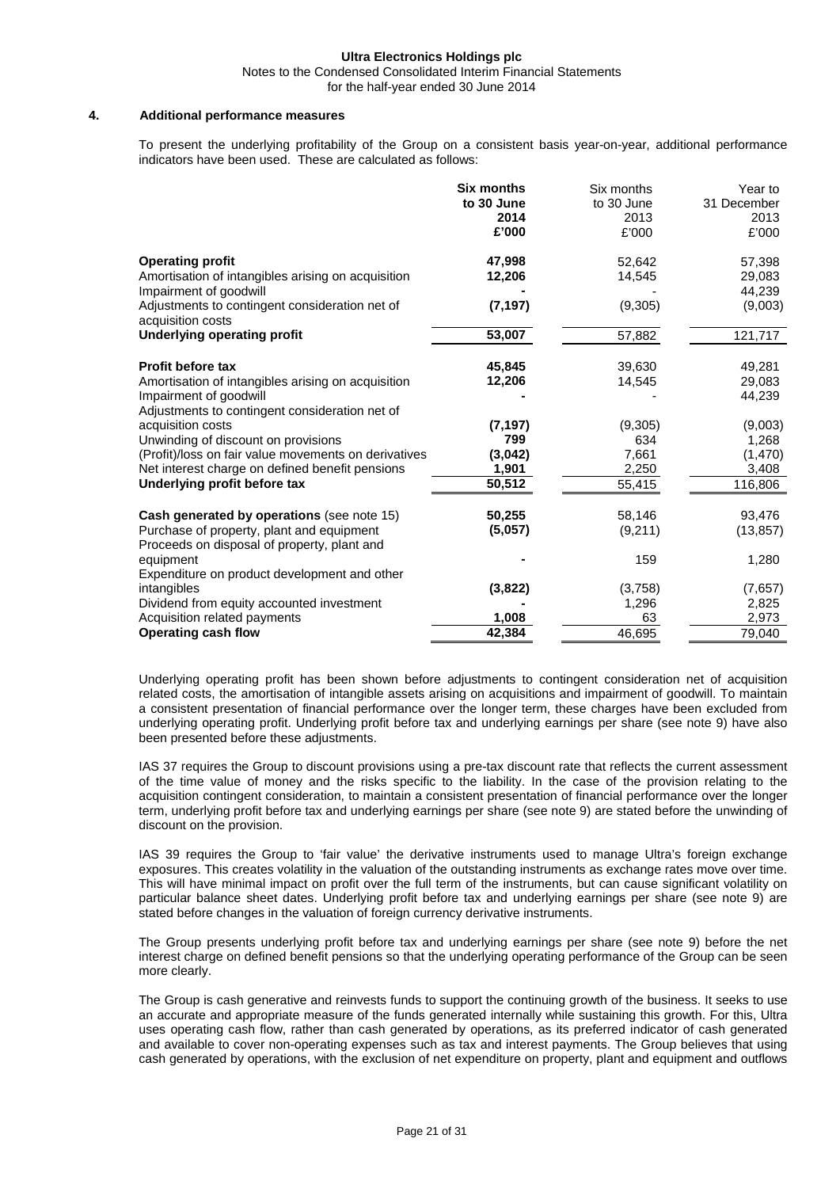**Ultra Electronics Holdings plc**
Notes to the Condensed Consolidated Interim Financial Statements
for the half-year ended 30 June 2014

## 4. Additional performance measures

To present the underlying profitability of the Group on a consistent basis year-on-year, additional performance indicators have been used. These are calculated as follows:

| | **Six months to 30 June 2014 £'000** | Six months to 30 June 2013 £'000 | Year to 31 December 2013 £'000 |
|---|---|---|---|
| **Operating profit** | **47,998** | 52,642 | 57,398 |
| Amortisation of intangibles arising on acquisition | **12,206** | 14,545 | 29,083 |
| Impairment of goodwill | **-** | - | 44,239 |
| Adjustments to contingent consideration net of acquisition costs | **(7,197)** | (9,305) | (9,003) |
| **Underlying operating profit** | **53,007** | 57,882 | 121,717 |
| | | | |
| **Profit before tax** | **45,845** | 39,630 | 49,281 |
| Amortisation of intangibles arising on acquisition | **12,206** | 14,545 | 29,083 |
| Impairment of goodwill | **-** | - | 44,239 |
| Adjustments to contingent consideration net of acquisition costs | **(7,197)** | (9,305) | (9,003) |
| Unwinding of discount on provisions | **799** | 634 | 1,268 |
| (Profit)/loss on fair value movements on derivatives | **(3,042)** | 7,661 | (1,470) |
| Net interest charge on defined benefit pensions | **1,901** | 2,250 | 3,408 |
| **Underlying profit before tax** | **50,512** | 55,415 | 116,806 |
| | | | |
| **Cash generated by operations** (see note 15) | **50,255** | 58,146 | 93,476 |
| Purchase of property, plant and equipment | **(5,057)** | (9,211) | (13,857) |
| Proceeds on disposal of property, plant and equipment | **-** | 159 | 1,280 |
| Expenditure on product development and other intangibles | **(3,822)** | (3,758) | (7,657) |
| Dividend from equity accounted investment | **-** | 1,296 | 2,825 |
| Acquisition related payments | **1,008** | 63 | 2,973 |
| **Operating cash flow** | **42,384** | 46,695 | 79,040 |

Underlying operating profit has been shown before adjustments to contingent consideration net of acquisition related costs, the amortisation of intangible assets arising on acquisitions and impairment of goodwill. To maintain a consistent presentation of financial performance over the longer term, these charges have been excluded from underlying operating profit. Underlying profit before tax and underlying earnings per share (see note 9) have also been presented before these adjustments.

IAS 37 requires the Group to discount provisions using a pre-tax discount rate that reflects the current assessment of the time value of money and the risks specific to the liability. In the case of the provision relating to the acquisition contingent consideration, to maintain a consistent presentation of financial performance over the longer term, underlying profit before tax and underlying earnings per share (see note 9) are stated before the unwinding of discount on the provision.

IAS 39 requires the Group to 'fair value' the derivative instruments used to manage Ultra's foreign exchange exposures. This creates volatility in the valuation of the outstanding instruments as exchange rates move over time. This will have minimal impact on profit over the full term of the instruments, but can cause significant volatility on particular balance sheet dates. Underlying profit before tax and underlying earnings per share (see note 9) are stated before changes in the valuation of foreign currency derivative instruments.

The Group presents underlying profit before tax and underlying earnings per share (see note 9) before the net interest charge on defined benefit pensions so that the underlying operating performance of the Group can be seen more clearly.

The Group is cash generative and reinvests funds to support the continuing growth of the business. It seeks to use an accurate and appropriate measure of the funds generated internally while sustaining this growth. For this, Ultra uses operating cash flow, rather than cash generated by operations, as its preferred indicator of cash generated and available to cover non-operating expenses such as tax and interest payments. The Group believes that using cash generated by operations, with the exclusion of net expenditure on property, plant and equipment and outflows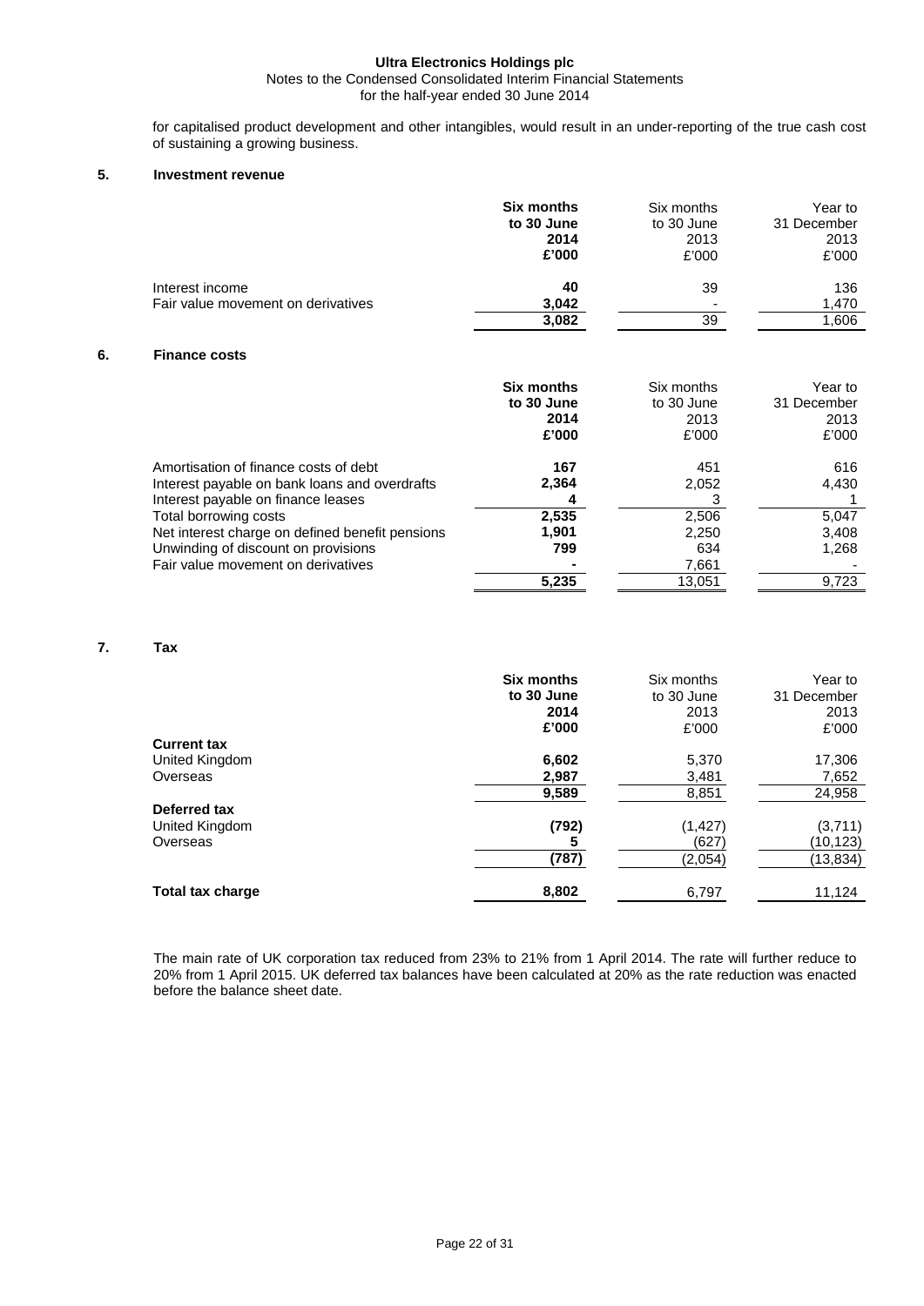for capitalised product development and other intangibles, would result in an under-reporting of the true cash cost of sustaining a growing business.

## 5. Investment revenue

| | **Six months to 30 June 2014 £'000** | Six months to 30 June 2013 £'000 | Year to 31 December 2013 £'000 |
|---|---|---|---|
| Interest income | **40** | 39 | 136 |
| Fair value movement on derivatives | **3,042** | - | 1,470 |
| | **3,082** | 39 | 1,606 |

## 6. Finance costs

| | **Six months to 30 June 2014 £'000** | Six months to 30 June 2013 £'000 | Year to 31 December 2013 £'000 |
|---|---|---|---|
| Amortisation of finance costs of debt | **167** | 451 | 616 |
| Interest payable on bank loans and overdrafts | **2,364** | 2,052 | 4,430 |
| Interest payable on finance leases | **4** | 3 | 1 |
| Total borrowing costs | **2,535** | 2,506 | 5,047 |
| Net interest charge on defined benefit pensions | **1,901** | 2,250 | 3,408 |
| Unwinding of discount on provisions | **799** | 634 | 1,268 |
| Fair value movement on derivatives | **-** | 7,661 | - |
| | **5,235** | 13,051 | 9,723 |

## 7. Tax

| | **Six months to 30 June 2014 £'000** | Six months to 30 June 2013 £'000 | Year to 31 December 2013 £'000 |
|---|---|---|---|
| **Current tax** | | | |
| United Kingdom | **6,602** | 5,370 | 17,306 |
| Overseas | **2,987** | 3,481 | 7,652 |
| | **9,589** | 8,851 | 24,958 |
| **Deferred tax** | | | |
| United Kingdom | **(792)** | (1,427) | (3,711) |
| Overseas | **5** | (627) | (10,123) |
| | **(787)** | (2,054) | (13,834) |
| **Total tax charge** | **8,802** | 6,797 | 11,124 |

The main rate of UK corporation tax reduced from 23% to 21% from 1 April 2014. The rate will further reduce to 20% from 1 April 2015. UK deferred tax balances have been calculated at 20% as the rate reduction was enacted before the balance sheet date.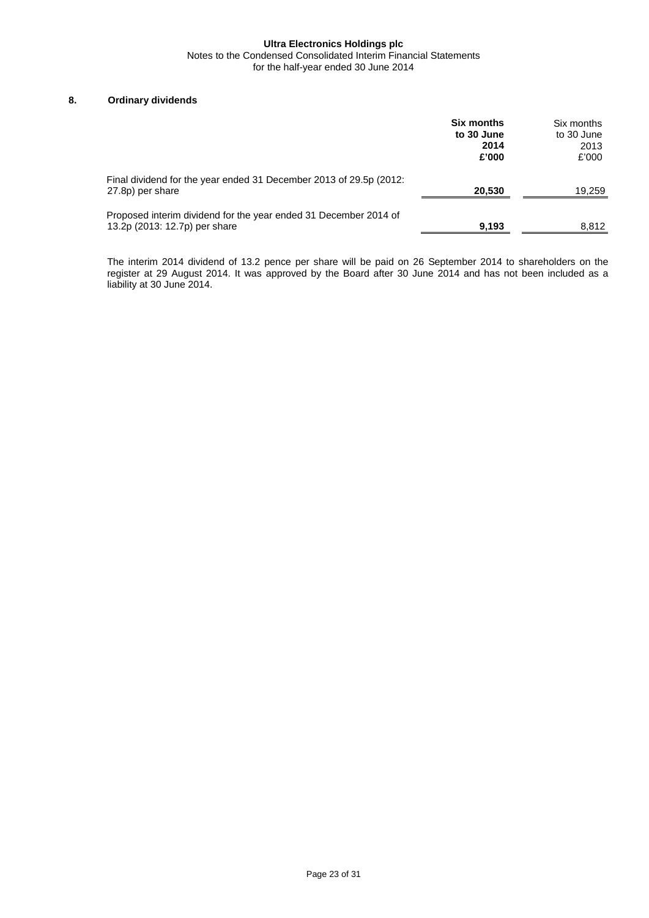## 8. Ordinary dividends

| | **Six months to 30 June 2014 £'000** | Six months to 30 June 2013 £'000 |
|---|---|---|
| Final dividend for the year ended 31 December 2013 of 29.5p (2012: 27.8p) per share | **20,530** | 19,259 |
| Proposed interim dividend for the year ended 31 December 2014 of 13.2p (2013: 12.7p) per share | **9,193** | 8,812 |

The interim 2014 dividend of 13.2 pence per share will be paid on 26 September 2014 to shareholders on the register at 29 August 2014. It was approved by the Board after 30 June 2014 and has not been included as a liability at 30 June 2014.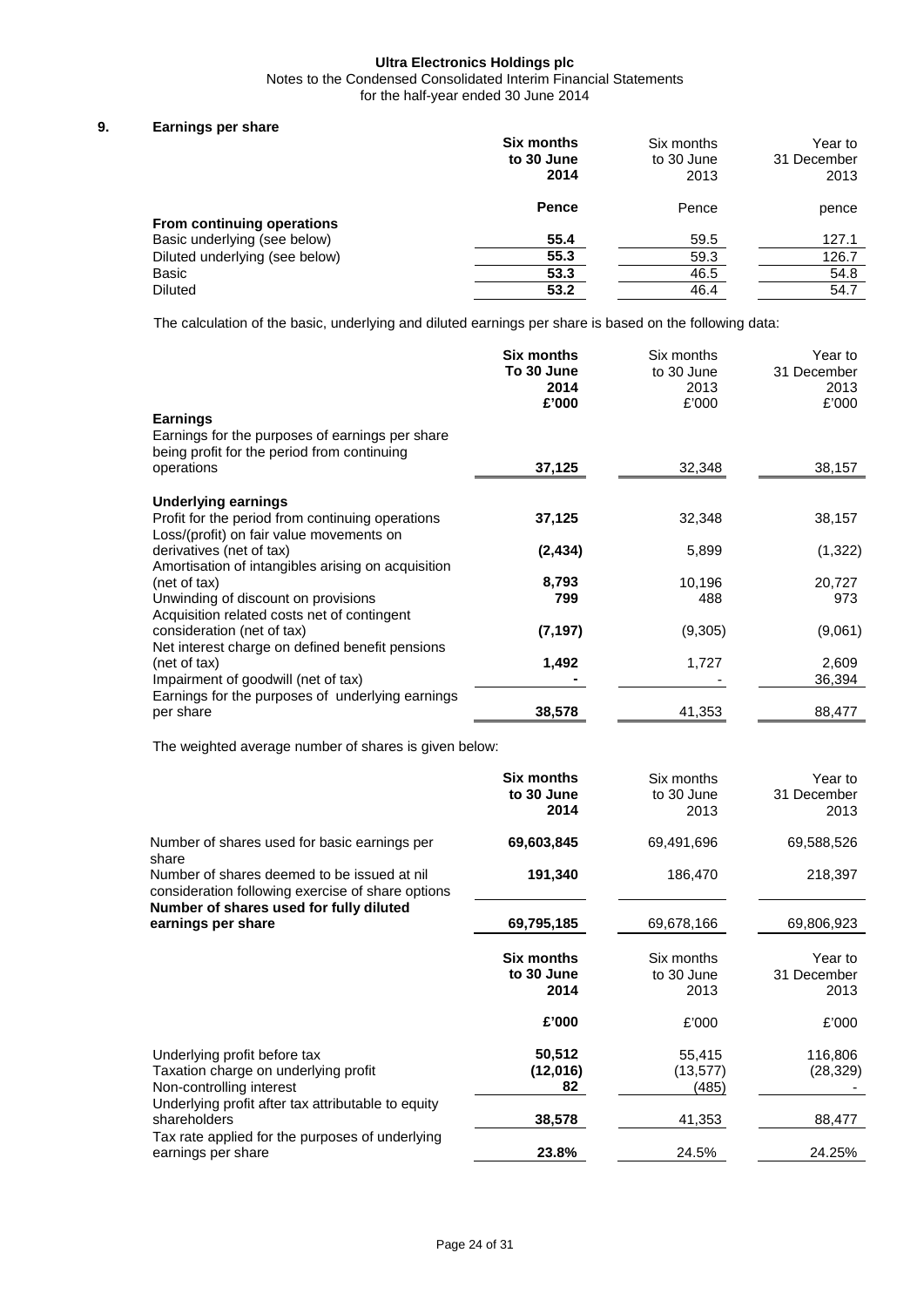Ultra Electronics Holdings plc
Notes to the Condensed Consolidated Interim Financial Statements
for the half-year ended 30 June 2014

## 9. Earnings per share

| | **Six months to 30 June 2014** | Six months to 30 June 2013 | Year to 31 December 2013 |
|---|---|---|---|
| | **Pence** | Pence | pence |
| **From continuing operations** | | | |
| Basic underlying (see below) | **55.4** | 59.5 | 127.1 |
| Diluted underlying (see below) | **55.3** | 59.3 | 126.7 |
| Basic | **53.3** | 46.5 | 54.8 |
| Diluted | **53.2** | 46.4 | 54.7 |

The calculation of the basic, underlying and diluted earnings per share is based on the following data:

| | **Six months To 30 June 2014 £'000** | Six months to 30 June 2013 £'000 | Year to 31 December 2013 £'000 |
|---|---|---|---|
| **Earnings** | | | |
| Earnings for the purposes of earnings per share being profit for the period from continuing operations | **37,125** | 32,348 | 38,157 |
| **Underlying earnings** | | | |
| Profit for the period from continuing operations | **37,125** | 32,348 | 38,157 |
| Loss/(profit) on fair value movements on derivatives (net of tax) | **(2,434)** | 5,899 | (1,322) |
| Amortisation of intangibles arising on acquisition (net of tax) | **8,793** | 10,196 | 20,727 |
| Unwinding of discount on provisions | **799** | 488 | 973 |
| Acquisition related costs net of contingent consideration (net of tax) | **(7,197)** | (9,305) | (9,061) |
| Net interest charge on defined benefit pensions (net of tax) | **1,492** | 1,727 | 2,609 |
| Impairment of goodwill (net of tax) | **-** | - | 36,394 |
| Earnings for the purposes of underlying earnings per share | **38,578** | 41,353 | 88,477 |

The weighted average number of shares is given below:

| | **Six months to 30 June 2014** | Six months to 30 June 2013 | Year to 31 December 2013 |
|---|---|---|---|
| Number of shares used for basic earnings per share | **69,603,845** | 69,491,696 | 69,588,526 |
| Number of shares deemed to be issued at nil consideration following exercise of share options | **191,340** | 186,470 | 218,397 |
| **Number of shares used for fully diluted earnings per share** | **69,795,185** | 69,678,166 | 69,806,923 |

| | **Six months to 30 June 2014** | Six months to 30 June 2013 | Year to 31 December 2013 |
|---|---|---|---|
| | **£'000** | £'000 | £'000 |
| Underlying profit before tax | **50,512** | 55,415 | 116,806 |
| Taxation charge on underlying profit | **(12,016)** | (13,577) | (28,329) |
| Non-controlling interest | **82** | (485) | - |
| Underlying profit after tax attributable to equity shareholders | **38,578** | 41,353 | 88,477 |
| Tax rate applied for the purposes of underlying earnings per share | **23.8%** | 24.5% | 24.25% |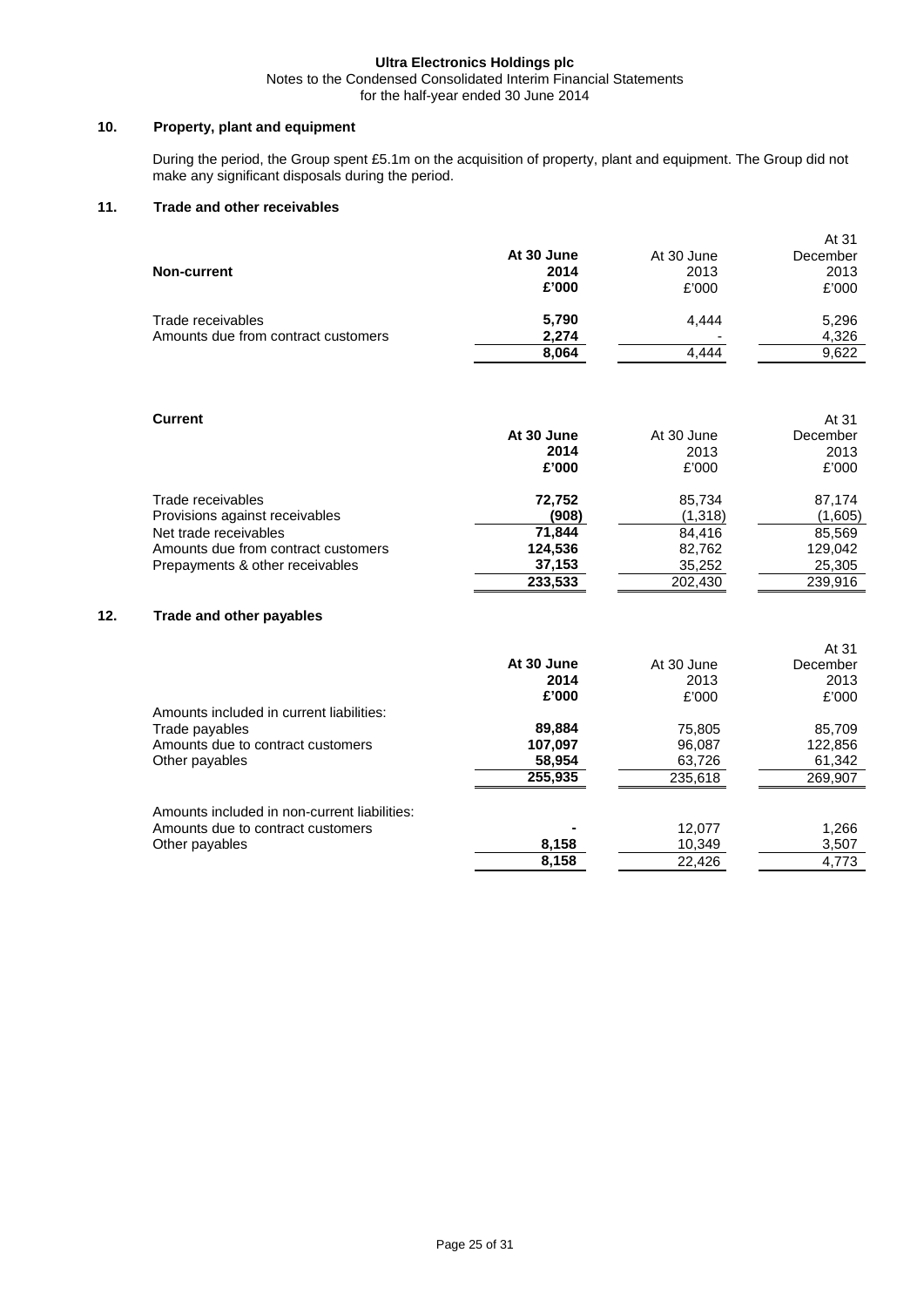**Ultra Electronics Holdings plc**
Notes to the Condensed Consolidated Interim Financial Statements
for the half-year ended 30 June 2014

## 10. Property, plant and equipment

During the period, the Group spent £5.1m on the acquisition of property, plant and equipment. The Group did not make any significant disposals during the period.

## 11. Trade and other receivables

| **Non-current** | **At 30 June 2014 £'000** | At 30 June 2013 £'000 | At 31 December 2013 £'000 |
|---|---|---|---|
| Trade receivables | **5,790** | 4,444 | 5,296 |
| Amounts due from contract customers | **2,274** | - | 4,326 |
| | **8,064** | 4,444 | 9,622 |

| **Current** | **At 30 June 2014 £'000** | At 30 June 2013 £'000 | At 31 December 2013 £'000 |
|---|---|---|---|
| Trade receivables | **72,752** | 85,734 | 87,174 |
| Provisions against receivables | **(908)** | (1,318) | (1,605) |
| Net trade receivables | **71,844** | 84,416 | 85,569 |
| Amounts due from contract customers | **124,536** | 82,762 | 129,042 |
| Prepayments & other receivables | **37,153** | 35,252 | 25,305 |
| | **233,533** | 202,430 | 239,916 |

## 12. Trade and other payables

| | **At 30 June 2014 £'000** | At 30 June 2013 £'000 | At 31 December 2013 £'000 |
|---|---|---|---|
| Amounts included in current liabilities: | | | |
| Trade payables | **89,884** | 75,805 | 85,709 |
| Amounts due to contract customers | **107,097** | 96,087 | 122,856 |
| Other payables | **58,954** | 63,726 | 61,342 |
| | **255,935** | 235,618 | 269,907 |
| Amounts included in non-current liabilities: | | | |
| Amounts due to contract customers | **-** | 12,077 | 1,266 |
| Other payables | **8,158** | 10,349 | 3,507 |
| | **8,158** | 22,426 | 4,773 |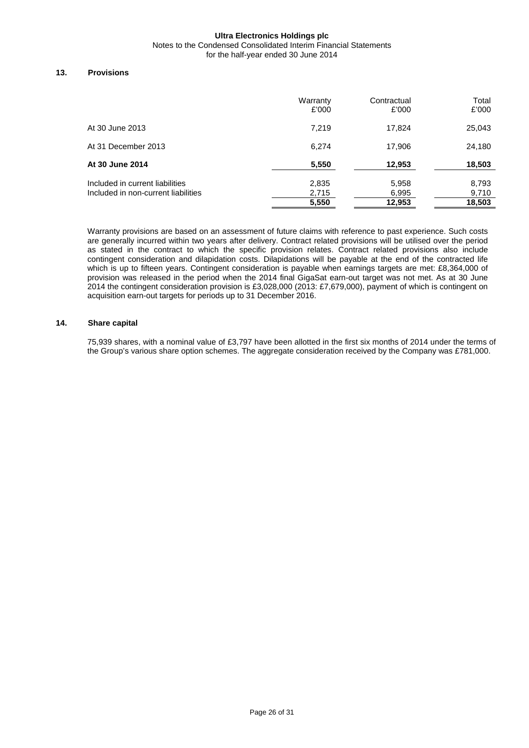## 13. Provisions

| | Warranty £'000 | Contractual £'000 | Total £'000 |
|---|---|---|---|
| At 30 June 2013 | 7,219 | 17,824 | 25,043 |
| At 31 December 2013 | 6,274 | 17,906 | 24,180 |
| **At 30 June 2014** | **5,550** | **12,953** | **18,503** |
| Included in current liabilities | 2,835 | 5,958 | 8,793 |
| Included in non-current liabilities | 2,715 | 6,995 | 9,710 |
| | **5,550** | **12,953** | **18,503** |

Warranty provisions are based on an assessment of future claims with reference to past experience. Such costs are generally incurred within two years after delivery. Contract related provisions will be utilised over the period as stated in the contract to which the specific provision relates. Contract related provisions also include contingent consideration and dilapidation costs. Dilapidations will be payable at the end of the contracted life which is up to fifteen years. Contingent consideration is payable when earnings targets are met: £8,364,000 of provision was released in the period when the 2014 final GigaSat earn-out target was not met. As at 30 June 2014 the contingent consideration provision is £3,028,000 (2013: £7,679,000), payment of which is contingent on acquisition earn-out targets for periods up to 31 December 2016.

## 14. Share capital

75,939 shares, with a nominal value of £3,797 have been allotted in the first six months of 2014 under the terms of the Group's various share option schemes. The aggregate consideration received by the Company was £781,000.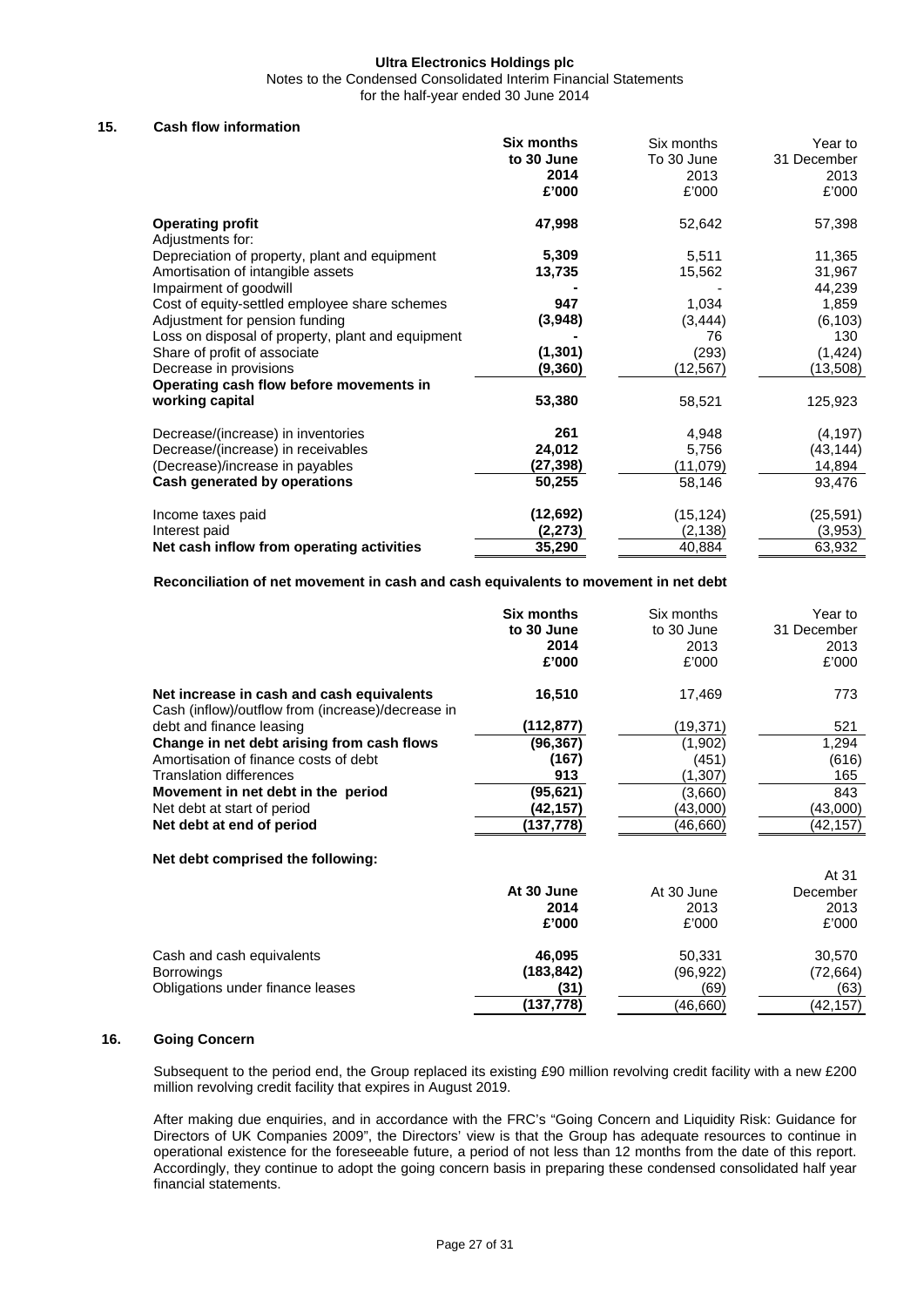Ultra Electronics Holdings plc
Notes to the Condensed Consolidated Interim Financial Statements
for the half-year ended 30 June 2014

## 15. Cash flow information

| | **Six months to 30 June 2014 £'000** | Six months To 30 June 2013 £'000 | Year to 31 December 2013 £'000 |
|---|---|---|---|
| **Operating profit** | **47,998** | 52,642 | 57,398 |
| Adjustments for: | | | |
| Depreciation of property, plant and equipment | **5,309** | 5,511 | 11,365 |
| Amortisation of intangible assets | **13,735** | 15,562 | 31,967 |
| Impairment of goodwill | **-** | - | 44,239 |
| Cost of equity-settled employee share schemes | **947** | 1,034 | 1,859 |
| Adjustment for pension funding | **(3,948)** | (3,444) | (6,103) |
| Loss on disposal of property, plant and equipment | **-** | 76 | 130 |
| Share of profit of associate | **(1,301)** | (293) | (1,424) |
| Decrease in provisions | **(9,360)** | (12,567) | (13,508) |
| **Operating cash flow before movements in working capital** | **53,380** | 58,521 | 125,923 |
| Decrease/(increase) in inventories | **261** | 4,948 | (4,197) |
| Decrease/(increase) in receivables | **24,012** | 5,756 | (43,144) |
| (Decrease)/increase in payables | **(27,398)** | (11,079) | 14,894 |
| **Cash generated by operations** | **50,255** | 58,146 | 93,476 |
| Income taxes paid | **(12,692)** | (15,124) | (25,591) |
| Interest paid | **(2,273)** | (2,138) | (3,953) |
| **Net cash inflow from operating activities** | **35,290** | 40,884 | 63,932 |

**Reconciliation of net movement in cash and cash equivalents to movement in net debt**

| | **Six months to 30 June 2014 £'000** | Six months to 30 June 2013 £'000 | Year to 31 December 2013 £'000 |
|---|---|---|---|
| **Net increase in cash and cash equivalents** | **16,510** | 17,469 | 773 |
| Cash (inflow)/outflow from (increase)/decrease in debt and finance leasing | **(112,877)** | (19,371) | 521 |
| **Change in net debt arising from cash flows** | **(96,367)** | (1,902) | 1,294 |
| Amortisation of finance costs of debt | **(167)** | (451) | (616) |
| Translation differences | **913** | (1,307) | 165 |
| **Movement in net debt in the period** | **(95,621)** | (3,660) | 843 |
| Net debt at start of period | **(42,157)** | (43,000) | (43,000) |
| **Net debt at end of period** | **(137,778)** | (46,660) | (42,157) |

**Net debt comprised the following:**

| | **At 30 June 2014 £'000** | At 30 June 2013 £'000 | At 31 December 2013 £'000 |
|---|---|---|---|
| Cash and cash equivalents | **46,095** | 50,331 | 30,570 |
| Borrowings | **(183,842)** | (96,922) | (72,664) |
| Obligations under finance leases | **(31)** | (69) | (63) |
| | **(137,778)** | (46,660) | (42,157) |

## 16. Going Concern

Subsequent to the period end, the Group replaced its existing £90 million revolving credit facility with a new £200 million revolving credit facility that expires in August 2019.

After making due enquiries, and in accordance with the FRC's "Going Concern and Liquidity Risk: Guidance for Directors of UK Companies 2009", the Directors' view is that the Group has adequate resources to continue in operational existence for the foreseeable future, a period of not less than 12 months from the date of this report. Accordingly, they continue to adopt the going concern basis in preparing these condensed consolidated half year financial statements.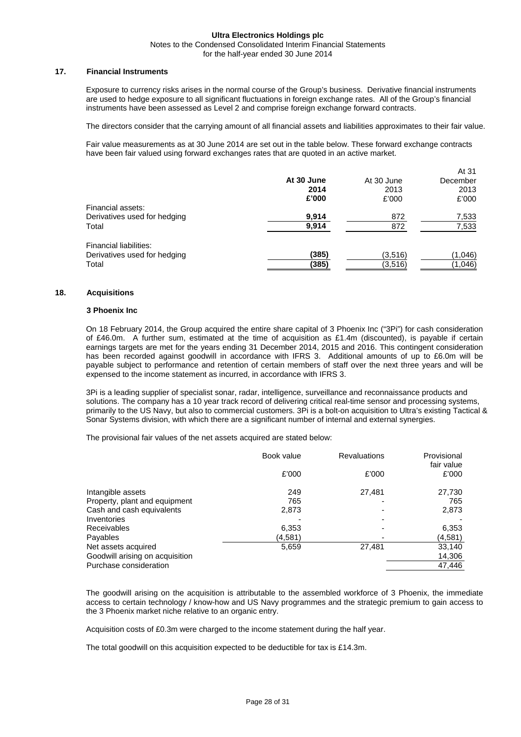**Ultra Electronics Holdings plc**
Notes to the Condensed Consolidated Interim Financial Statements
for the half-year ended 30 June 2014

## 17. Financial Instruments

Exposure to currency risks arises in the normal course of the Group's business. Derivative financial instruments are used to hedge exposure to all significant fluctuations in foreign exchange rates. All of the Group's financial instruments have been assessed as Level 2 and comprise foreign exchange forward contracts.

The directors consider that the carrying amount of all financial assets and liabilities approximates to their fair value.

Fair value measurements as at 30 June 2014 are set out in the table below. These forward exchange contracts have been fair valued using forward exchanges rates that are quoted in an active market.

| | **At 30 June 2014 £'000** | At 30 June 2013 £'000 | At 31 December 2013 £'000 |
|---|---|---|---|
| Financial assets: | | | |
| Derivatives used for hedging | **9,914** | 872 | 7,533 |
| Total | **9,914** | 872 | 7,533 |
| | | | |
| Financial liabilities: | | | |
| Derivatives used for hedging | **(385)** | (3,516) | (1,046) |
| Total | **(385)** | (3,516) | (1,046) |

## 18. Acquisitions

### 3 Phoenix Inc

On 18 February 2014, the Group acquired the entire share capital of 3 Phoenix Inc ("3Pi") for cash consideration of £46.0m. A further sum, estimated at the time of acquisition as £1.4m (discounted), is payable if certain earnings targets are met for the years ending 31 December 2014, 2015 and 2016. This contingent consideration has been recorded against goodwill in accordance with IFRS 3. Additional amounts of up to £6.0m will be payable subject to performance and retention of certain members of staff over the next three years and will be expensed to the income statement as incurred, in accordance with IFRS 3.

3Pi is a leading supplier of specialist sonar, radar, intelligence, surveillance and reconnaissance products and solutions. The company has a 10 year track record of delivering critical real-time sensor and processing systems, primarily to the US Navy, but also to commercial customers. 3Pi is a bolt-on acquisition to Ultra's existing Tactical & Sonar Systems division, with which there are a significant number of internal and external synergies.

The provisional fair values of the net assets acquired are stated below:

| | Book value £'000 | Revaluations £'000 | Provisional fair value £'000 |
|---|---|---|---|
| Intangible assets | 249 | 27,481 | 27,730 |
| Property, plant and equipment | 765 | - | 765 |
| Cash and cash equivalents | 2,873 | - | 2,873 |
| Inventories | - | - | - |
| Receivables | 6,353 | - | 6,353 |
| Payables | (4,581) | - | (4,581) |
| Net assets acquired | 5,659 | 27,481 | 33,140 |
| Goodwill arising on acquisition | | | 14,306 |
| Purchase consideration | | | 47,446 |

The goodwill arising on the acquisition is attributable to the assembled workforce of 3 Phoenix, the immediate access to certain technology / know-how and US Navy programmes and the strategic premium to gain access to the 3 Phoenix market niche relative to an organic entry.

Acquisition costs of £0.3m were charged to the income statement during the half year.

The total goodwill on this acquisition expected to be deductible for tax is £14.3m.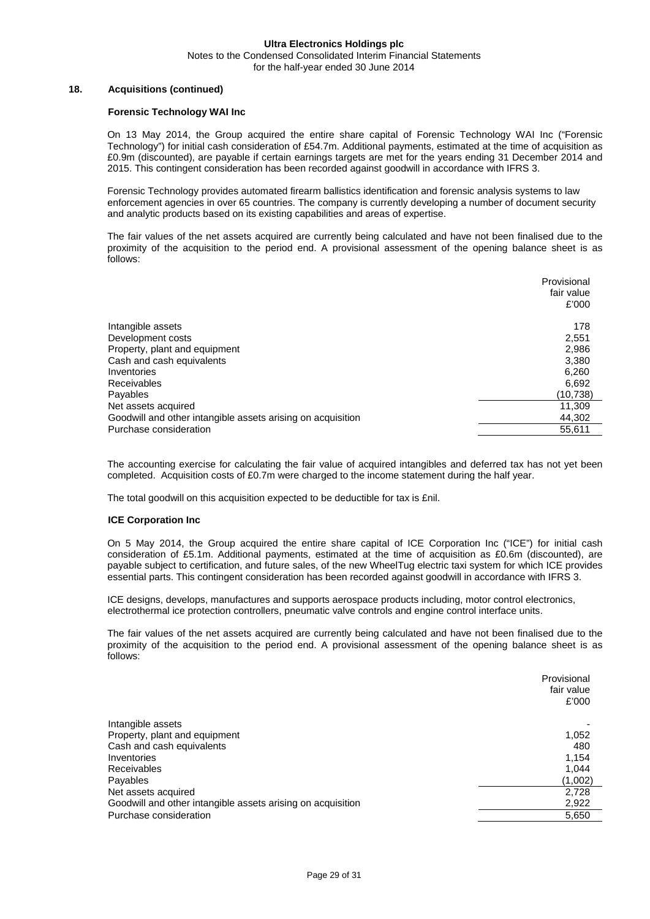### 18. Acquisitions (continued)

#### Forensic Technology WAI Inc

On 13 May 2014, the Group acquired the entire share capital of Forensic Technology WAI Inc ("Forensic Technology") for initial cash consideration of £54.7m. Additional payments, estimated at the time of acquisition as £0.9m (discounted), are payable if certain earnings targets are met for the years ending 31 December 2014 and 2015. This contingent consideration has been recorded against goodwill in accordance with IFRS 3.

Forensic Technology provides automated firearm ballistics identification and forensic analysis systems to law enforcement agencies in over 65 countries. The company is currently developing a number of document security and analytic products based on its existing capabilities and areas of expertise.

The fair values of the net assets acquired are currently being calculated and have not been finalised due to the proximity of the acquisition to the period end. A provisional assessment of the opening balance sheet is as follows:

| | Provisional fair value £'000 |
|---|---|
| Intangible assets | 178 |
| Development costs | 2,551 |
| Property, plant and equipment | 2,986 |
| Cash and cash equivalents | 3,380 |
| Inventories | 6,260 |
| Receivables | 6,692 |
| Payables | (10,738) |
| Net assets acquired | 11,309 |
| Goodwill and other intangible assets arising on acquisition | 44,302 |
| Purchase consideration | 55,611 |

The accounting exercise for calculating the fair value of acquired intangibles and deferred tax has not yet been completed. Acquisition costs of £0.7m were charged to the income statement during the half year.

The total goodwill on this acquisition expected to be deductible for tax is £nil.

#### ICE Corporation Inc

On 5 May 2014, the Group acquired the entire share capital of ICE Corporation Inc ("ICE") for initial cash consideration of £5.1m. Additional payments, estimated at the time of acquisition as £0.6m (discounted), are payable subject to certification, and future sales, of the new WheelTug electric taxi system for which ICE provides essential parts. This contingent consideration has been recorded against goodwill in accordance with IFRS 3.

ICE designs, develops, manufactures and supports aerospace products including, motor control electronics, electrothermal ice protection controllers, pneumatic valve controls and engine control interface units.

The fair values of the net assets acquired are currently being calculated and have not been finalised due to the proximity of the acquisition to the period end. A provisional assessment of the opening balance sheet is as follows:

| | Provisional fair value £'000 |
|---|---|
| Intangible assets | - |
| Property, plant and equipment | 1,052 |
| Cash and cash equivalents | 480 |
| Inventories | 1,154 |
| Receivables | 1,044 |
| Payables | (1,002) |
| Net assets acquired | 2,728 |
| Goodwill and other intangible assets arising on acquisition | 2,922 |
| Purchase consideration | 5,650 |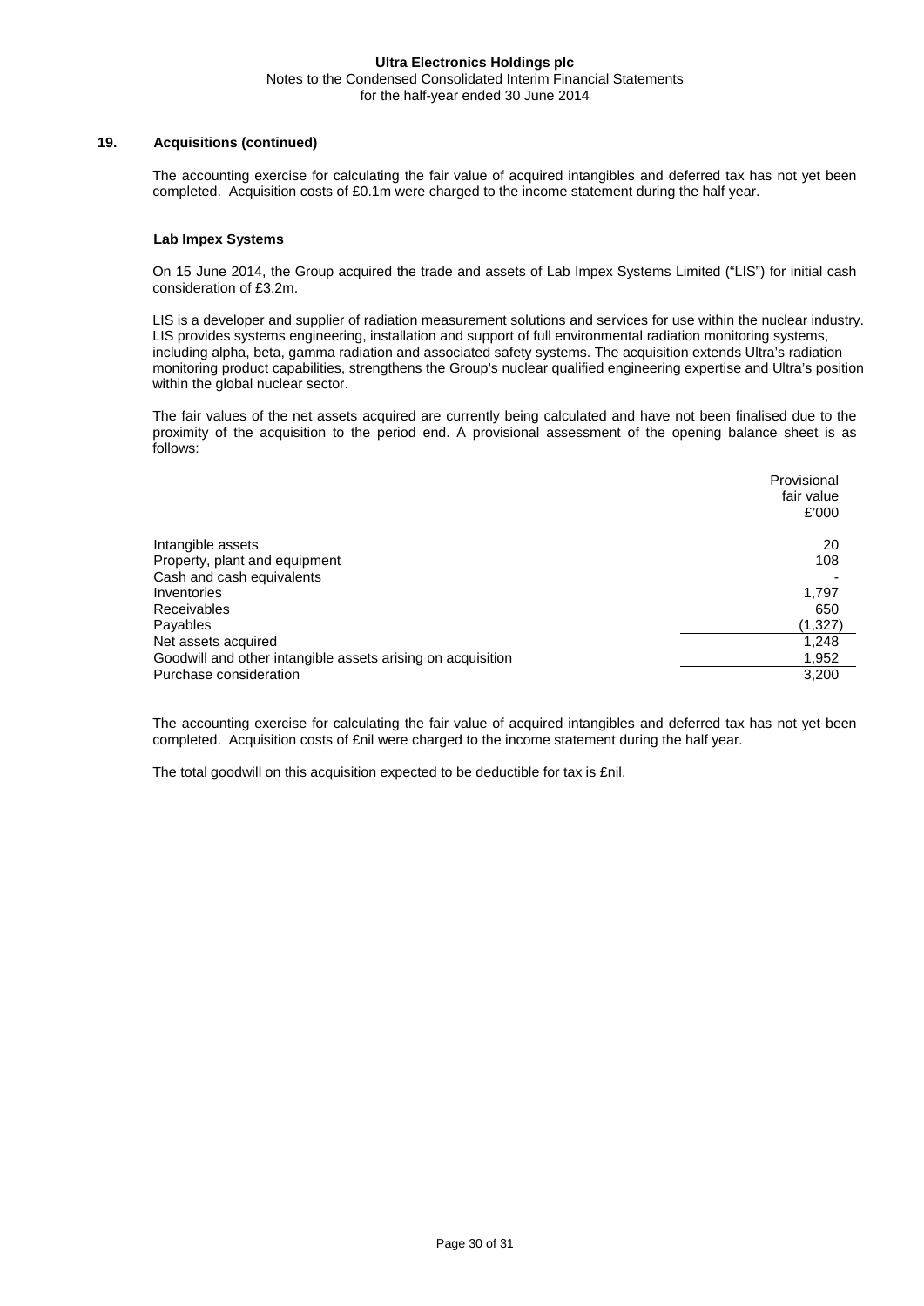## 19. Acquisitions (continued)

The accounting exercise for calculating the fair value of acquired intangibles and deferred tax has not yet been completed. Acquisition costs of £0.1m were charged to the income statement during the half year.

### Lab Impex Systems

On 15 June 2014, the Group acquired the trade and assets of Lab Impex Systems Limited ("LIS") for initial cash consideration of £3.2m.

LIS is a developer and supplier of radiation measurement solutions and services for use within the nuclear industry. LIS provides systems engineering, installation and support of full environmental radiation monitoring systems, including alpha, beta, gamma radiation and associated safety systems. The acquisition extends Ultra's radiation monitoring product capabilities, strengthens the Group's nuclear qualified engineering expertise and Ultra's position within the global nuclear sector.

The fair values of the net assets acquired are currently being calculated and have not been finalised due to the proximity of the acquisition to the period end. A provisional assessment of the opening balance sheet is as follows:

| | Provisional fair value £'000 |
|---|---|
| Intangible assets | 20 |
| Property, plant and equipment | 108 |
| Cash and cash equivalents | - |
| Inventories | 1,797 |
| Receivables | 650 |
| Payables | (1,327) |
| Net assets acquired | 1,248 |
| Goodwill and other intangible assets arising on acquisition | 1,952 |
| Purchase consideration | 3,200 |

The accounting exercise for calculating the fair value of acquired intangibles and deferred tax has not yet been completed. Acquisition costs of £nil were charged to the income statement during the half year.

The total goodwill on this acquisition expected to be deductible for tax is £nil.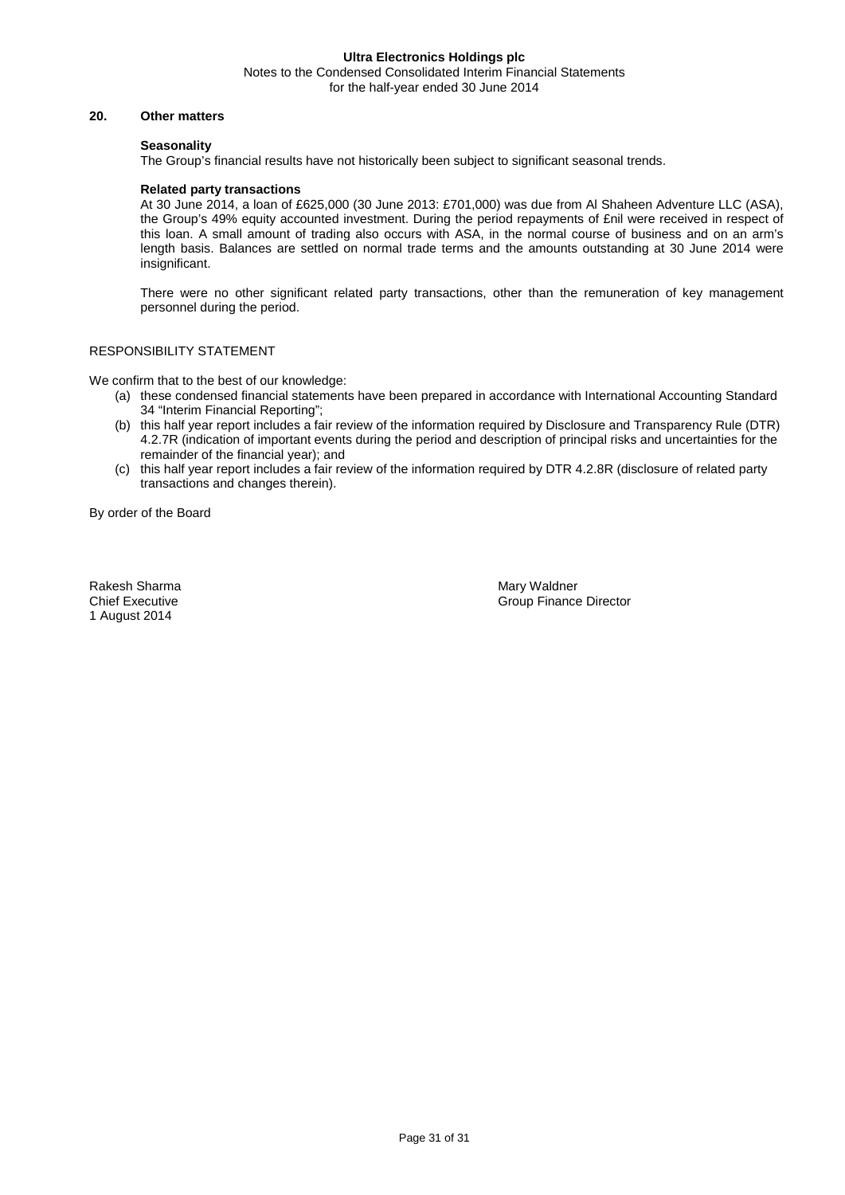## 20. Other matters

**Seasonality**

The Group's financial results have not historically been subject to significant seasonal trends.

**Related party transactions**

At 30 June 2014, a loan of £625,000 (30 June 2013: £701,000) was due from Al Shaheen Adventure LLC (ASA), the Group's 49% equity accounted investment. During the period repayments of £nil were received in respect of this loan. A small amount of trading also occurs with ASA, in the normal course of business and on an arm's length basis. Balances are settled on normal trade terms and the amounts outstanding at 30 June 2014 were insignificant.

There were no other significant related party transactions, other than the remuneration of key management personnel during the period.

## RESPONSIBILITY STATEMENT

We confirm that to the best of our knowledge:

(a) these condensed financial statements have been prepared in accordance with International Accounting Standard 34 "Interim Financial Reporting";

(b) this half year report includes a fair review of the information required by Disclosure and Transparency Rule (DTR) 4.2.7R (indication of important events during the period and description of principal risks and uncertainties for the remainder of the financial year); and

(c) this half year report includes a fair review of the information required by DTR 4.2.8R (disclosure of related party transactions and changes therein).

By order of the Board

Rakesh Sharma
Chief Executive
1 August 2014

Mary Waldner
Group Finance Director